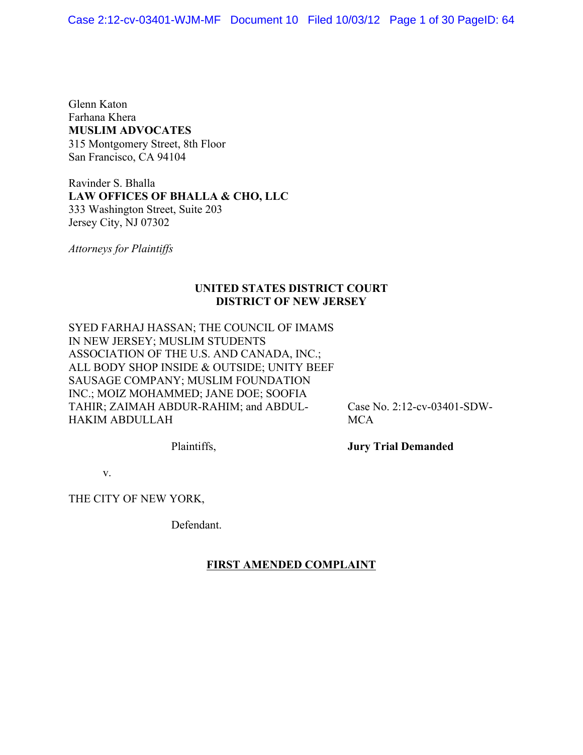Glenn Katon
Farhana Khera
**MUSLIM ADVOCATES**
315 Montgomery Street, 8th Floor
San Francisco, CA 94104

Ravinder S. Bhalla
**LAW OFFICES OF BHALLA & CHO, LLC**
333 Washington Street, Suite 203
Jersey City, NJ 07302

*Attorneys for Plaintiffs*

**UNITED STATES DISTRICT COURT**
**DISTRICT OF NEW JERSEY**

SYED FARHAJ HASSAN; THE COUNCIL OF IMAMS IN NEW JERSEY; MUSLIM STUDENTS ASSOCIATION OF THE U.S. AND CANADA, INC.; ALL BODY SHOP INSIDE & OUTSIDE; UNITY BEEF SAUSAGE COMPANY; MUSLIM FOUNDATION INC.; MOIZ MOHAMMED; JANE DOE; SOOFIA TAHIR; ZAIMAH ABDUR-RAHIM; and ABDUL-HAKIM ABDULLAH

Plaintiffs,

v.

THE CITY OF NEW YORK,

Defendant.

Case No. 2:12-cv-03401-SDW-MCA

**Jury Trial Demanded**

**FIRST AMENDED COMPLAINT**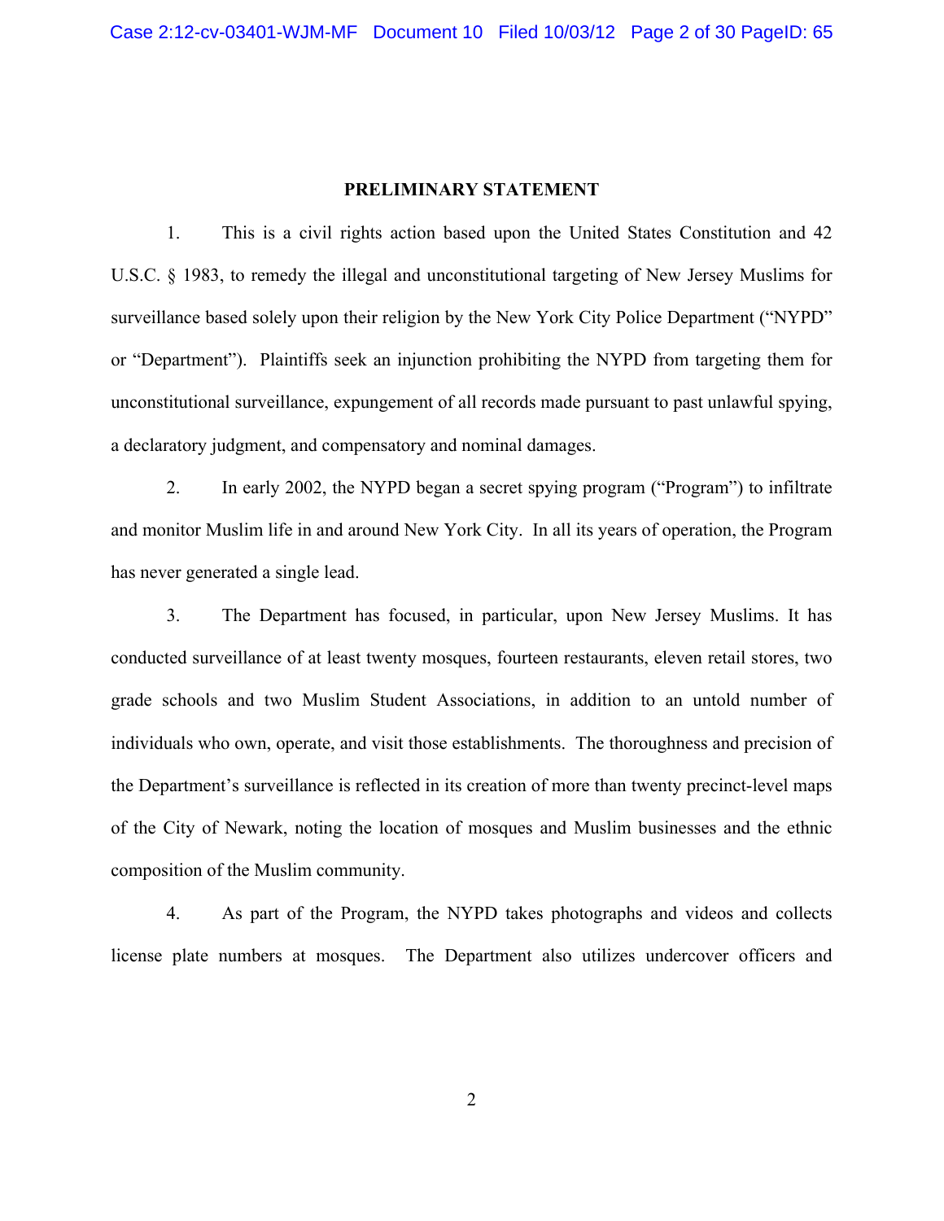## PRELIMINARY STATEMENT

1. This is a civil rights action based upon the United States Constitution and 42 U.S.C. § 1983, to remedy the illegal and unconstitutional targeting of New Jersey Muslims for surveillance based solely upon their religion by the New York City Police Department ("NYPD" or "Department"). Plaintiffs seek an injunction prohibiting the NYPD from targeting them for unconstitutional surveillance, expungement of all records made pursuant to past unlawful spying, a declaratory judgment, and compensatory and nominal damages.

2. In early 2002, the NYPD began a secret spying program ("Program") to infiltrate and monitor Muslim life in and around New York City. In all its years of operation, the Program has never generated a single lead.

3. The Department has focused, in particular, upon New Jersey Muslims. It has conducted surveillance of at least twenty mosques, fourteen restaurants, eleven retail stores, two grade schools and two Muslim Student Associations, in addition to an untold number of individuals who own, operate, and visit those establishments. The thoroughness and precision of the Department's surveillance is reflected in its creation of more than twenty precinct-level maps of the City of Newark, noting the location of mosques and Muslim businesses and the ethnic composition of the Muslim community.

4. As part of the Program, the NYPD takes photographs and videos and collects license plate numbers at mosques. The Department also utilizes undercover officers and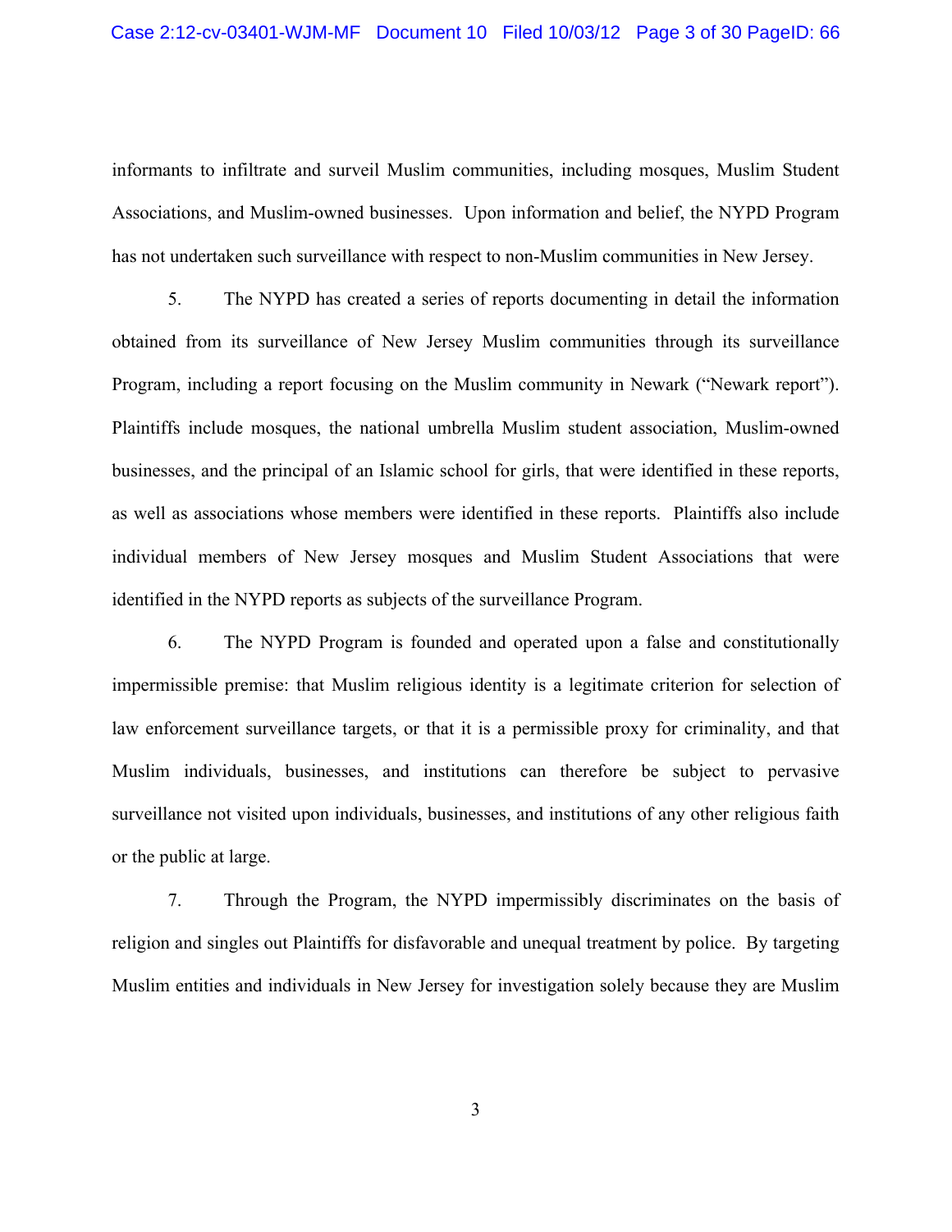informants to infiltrate and surveil Muslim communities, including mosques, Muslim Student Associations, and Muslim-owned businesses. Upon information and belief, the NYPD Program has not undertaken such surveillance with respect to non-Muslim communities in New Jersey.

5. The NYPD has created a series of reports documenting in detail the information obtained from its surveillance of New Jersey Muslim communities through its surveillance Program, including a report focusing on the Muslim community in Newark ("Newark report"). Plaintiffs include mosques, the national umbrella Muslim student association, Muslim-owned businesses, and the principal of an Islamic school for girls, that were identified in these reports, as well as associations whose members were identified in these reports. Plaintiffs also include individual members of New Jersey mosques and Muslim Student Associations that were identified in the NYPD reports as subjects of the surveillance Program.

6. The NYPD Program is founded and operated upon a false and constitutionally impermissible premise: that Muslim religious identity is a legitimate criterion for selection of law enforcement surveillance targets, or that it is a permissible proxy for criminality, and that Muslim individuals, businesses, and institutions can therefore be subject to pervasive surveillance not visited upon individuals, businesses, and institutions of any other religious faith or the public at large.

7. Through the Program, the NYPD impermissibly discriminates on the basis of religion and singles out Plaintiffs for disfavorable and unequal treatment by police. By targeting Muslim entities and individuals in New Jersey for investigation solely because they are Muslim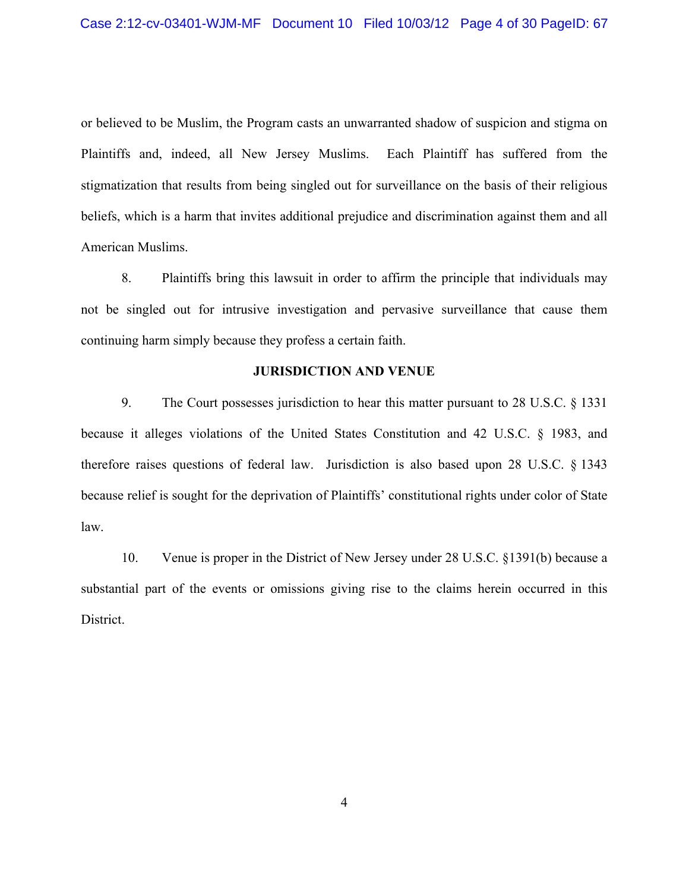or believed to be Muslim, the Program casts an unwarranted shadow of suspicion and stigma on Plaintiffs and, indeed, all New Jersey Muslims. Each Plaintiff has suffered from the stigmatization that results from being singled out for surveillance on the basis of their religious beliefs, which is a harm that invites additional prejudice and discrimination against them and all American Muslims.

8. Plaintiffs bring this lawsuit in order to affirm the principle that individuals may not be singled out for intrusive investigation and pervasive surveillance that cause them continuing harm simply because they profess a certain faith.

**JURISDICTION AND VENUE**

9. The Court possesses jurisdiction to hear this matter pursuant to 28 U.S.C. § 1331 because it alleges violations of the United States Constitution and 42 U.S.C. § 1983, and therefore raises questions of federal law. Jurisdiction is also based upon 28 U.S.C. § 1343 because relief is sought for the deprivation of Plaintiffs' constitutional rights under color of State law.

10. Venue is proper in the District of New Jersey under 28 U.S.C. §1391(b) because a substantial part of the events or omissions giving rise to the claims herein occurred in this District.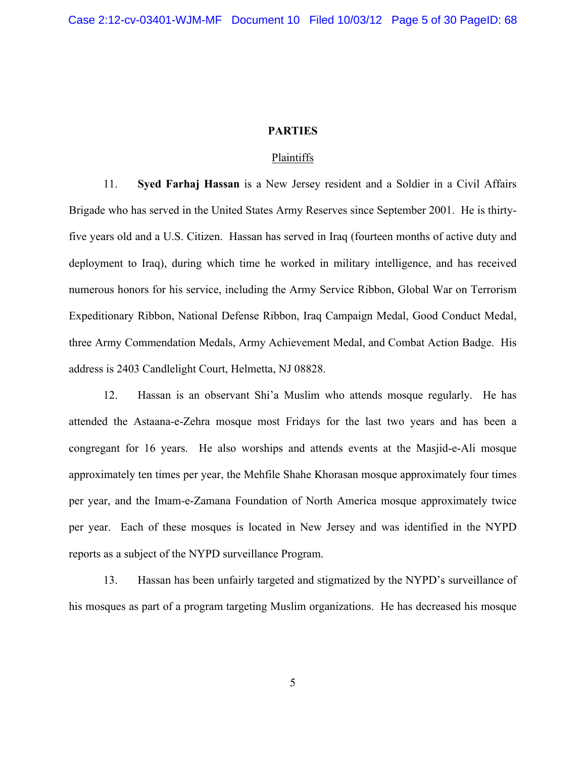## PARTIES

### Plaintiffs

11. **Syed Farhaj Hassan** is a New Jersey resident and a Soldier in a Civil Affairs Brigade who has served in the United States Army Reserves since September 2001. He is thirty-five years old and a U.S. Citizen. Hassan has served in Iraq (fourteen months of active duty and deployment to Iraq), during which time he worked in military intelligence, and has received numerous honors for his service, including the Army Service Ribbon, Global War on Terrorism Expeditionary Ribbon, National Defense Ribbon, Iraq Campaign Medal, Good Conduct Medal, three Army Commendation Medals, Army Achievement Medal, and Combat Action Badge. His address is 2403 Candlelight Court, Helmetta, NJ 08828.

12. Hassan is an observant Shi'a Muslim who attends mosque regularly. He has attended the Astaana-e-Zehra mosque most Fridays for the last two years and has been a congregant for 16 years. He also worships and attends events at the Masjid-e-Ali mosque approximately ten times per year, the Mehfile Shahe Khorasan mosque approximately four times per year, and the Imam-e-Zamana Foundation of North America mosque approximately twice per year. Each of these mosques is located in New Jersey and was identified in the NYPD reports as a subject of the NYPD surveillance Program.

13. Hassan has been unfairly targeted and stigmatized by the NYPD's surveillance of his mosques as part of a program targeting Muslim organizations. He has decreased his mosque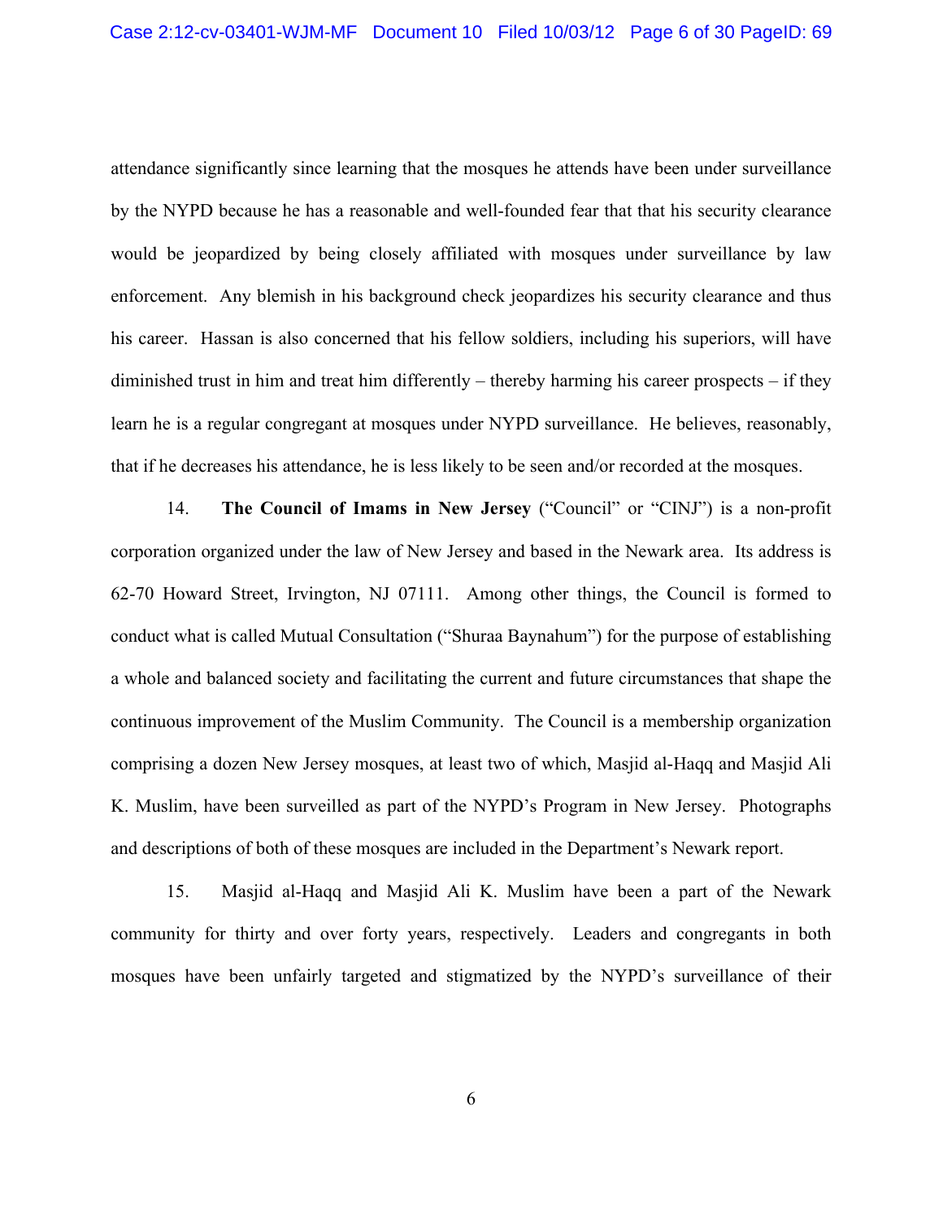attendance significantly since learning that the mosques he attends have been under surveillance by the NYPD because he has a reasonable and well-founded fear that that his security clearance would be jeopardized by being closely affiliated with mosques under surveillance by law enforcement. Any blemish in his background check jeopardizes his security clearance and thus his career. Hassan is also concerned that his fellow soldiers, including his superiors, will have diminished trust in him and treat him differently – thereby harming his career prospects – if they learn he is a regular congregant at mosques under NYPD surveillance. He believes, reasonably, that if he decreases his attendance, he is less likely to be seen and/or recorded at the mosques.

14. **The Council of Imams in New Jersey** ("Council" or "CINJ") is a non-profit corporation organized under the law of New Jersey and based in the Newark area. Its address is 62-70 Howard Street, Irvington, NJ 07111. Among other things, the Council is formed to conduct what is called Mutual Consultation ("Shuraa Baynahum") for the purpose of establishing a whole and balanced society and facilitating the current and future circumstances that shape the continuous improvement of the Muslim Community. The Council is a membership organization comprising a dozen New Jersey mosques, at least two of which, Masjid al-Haqq and Masjid Ali K. Muslim, have been surveilled as part of the NYPD's Program in New Jersey. Photographs and descriptions of both of these mosques are included in the Department's Newark report.

15. Masjid al-Haqq and Masjid Ali K. Muslim have been a part of the Newark community for thirty and over forty years, respectively. Leaders and congregants in both mosques have been unfairly targeted and stigmatized by the NYPD's surveillance of their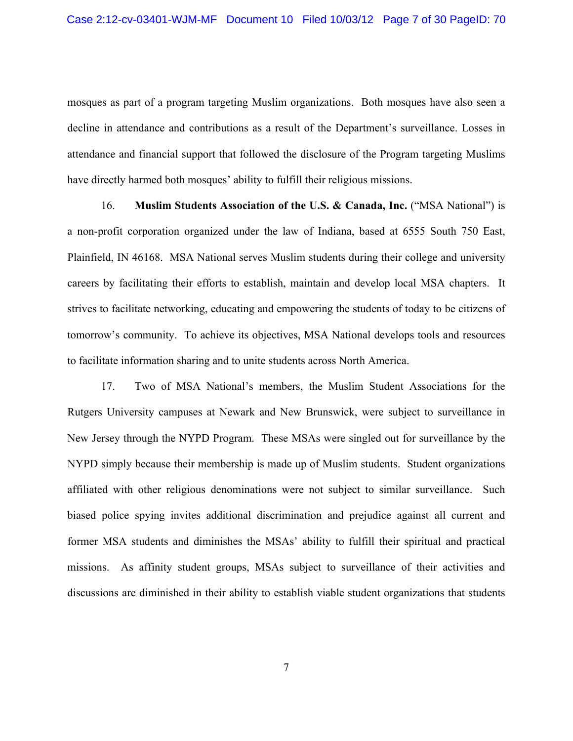mosques as part of a program targeting Muslim organizations. Both mosques have also seen a decline in attendance and contributions as a result of the Department's surveillance. Losses in attendance and financial support that followed the disclosure of the Program targeting Muslims have directly harmed both mosques' ability to fulfill their religious missions.

16. **Muslim Students Association of the U.S. & Canada, Inc.** ("MSA National") is a non-profit corporation organized under the law of Indiana, based at 6555 South 750 East, Plainfield, IN 46168. MSA National serves Muslim students during their college and university careers by facilitating their efforts to establish, maintain and develop local MSA chapters. It strives to facilitate networking, educating and empowering the students of today to be citizens of tomorrow's community. To achieve its objectives, MSA National develops tools and resources to facilitate information sharing and to unite students across North America.

17. Two of MSA National's members, the Muslim Student Associations for the Rutgers University campuses at Newark and New Brunswick, were subject to surveillance in New Jersey through the NYPD Program. These MSAs were singled out for surveillance by the NYPD simply because their membership is made up of Muslim students. Student organizations affiliated with other religious denominations were not subject to similar surveillance. Such biased police spying invites additional discrimination and prejudice against all current and former MSA students and diminishes the MSAs' ability to fulfill their spiritual and practical missions. As affinity student groups, MSAs subject to surveillance of their activities and discussions are diminished in their ability to establish viable student organizations that students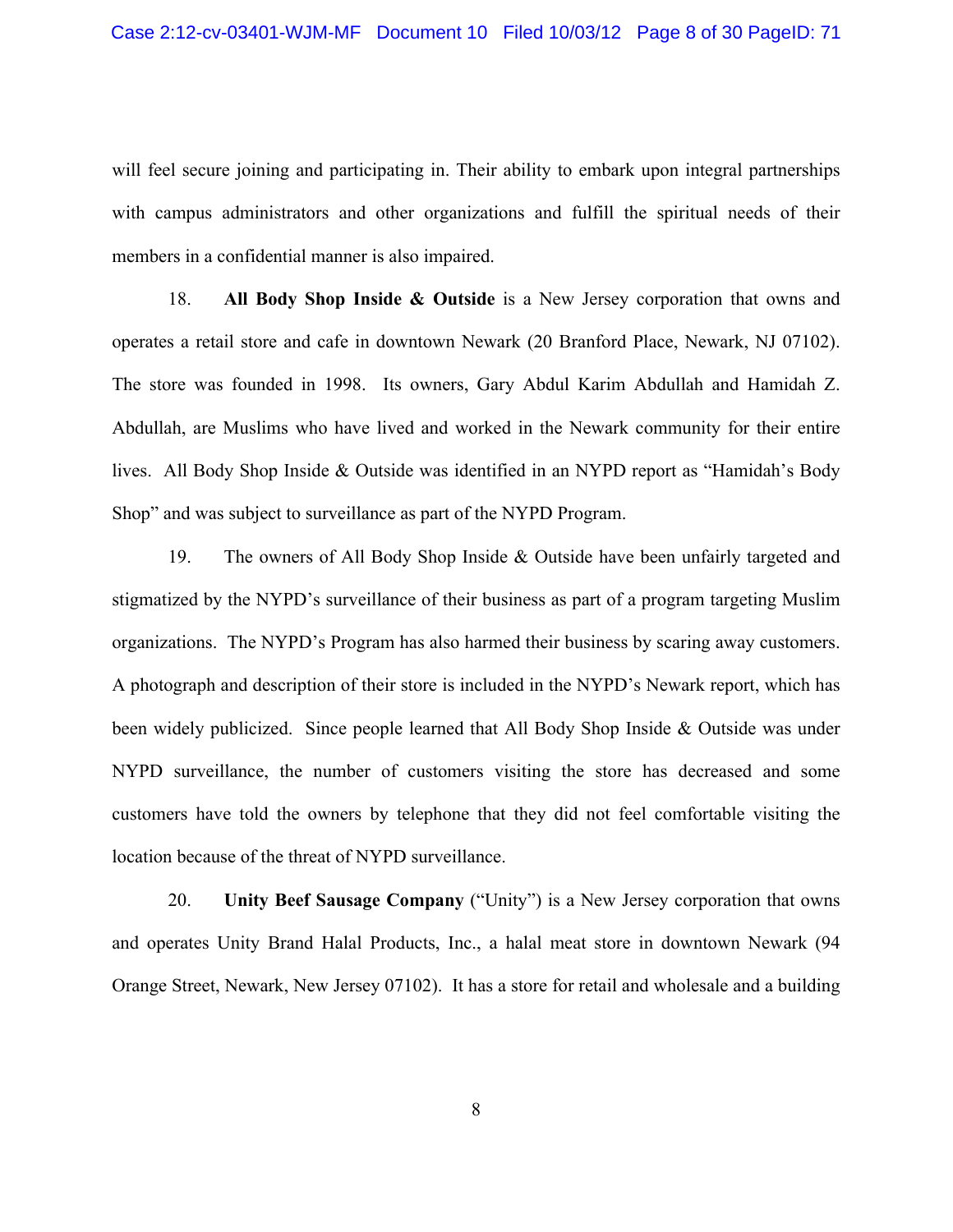will feel secure joining and participating in. Their ability to embark upon integral partnerships with campus administrators and other organizations and fulfill the spiritual needs of their members in a confidential manner is also impaired.

18. **All Body Shop Inside & Outside** is a New Jersey corporation that owns and operates a retail store and cafe in downtown Newark (20 Branford Place, Newark, NJ 07102). The store was founded in 1998. Its owners, Gary Abdul Karim Abdullah and Hamidah Z. Abdullah, are Muslims who have lived and worked in the Newark community for their entire lives. All Body Shop Inside & Outside was identified in an NYPD report as "Hamidah's Body Shop" and was subject to surveillance as part of the NYPD Program.

19. The owners of All Body Shop Inside & Outside have been unfairly targeted and stigmatized by the NYPD's surveillance of their business as part of a program targeting Muslim organizations. The NYPD's Program has also harmed their business by scaring away customers. A photograph and description of their store is included in the NYPD's Newark report, which has been widely publicized. Since people learned that All Body Shop Inside & Outside was under NYPD surveillance, the number of customers visiting the store has decreased and some customers have told the owners by telephone that they did not feel comfortable visiting the location because of the threat of NYPD surveillance.

20. **Unity Beef Sausage Company** ("Unity") is a New Jersey corporation that owns and operates Unity Brand Halal Products, Inc., a halal meat store in downtown Newark (94 Orange Street, Newark, New Jersey 07102). It has a store for retail and wholesale and a building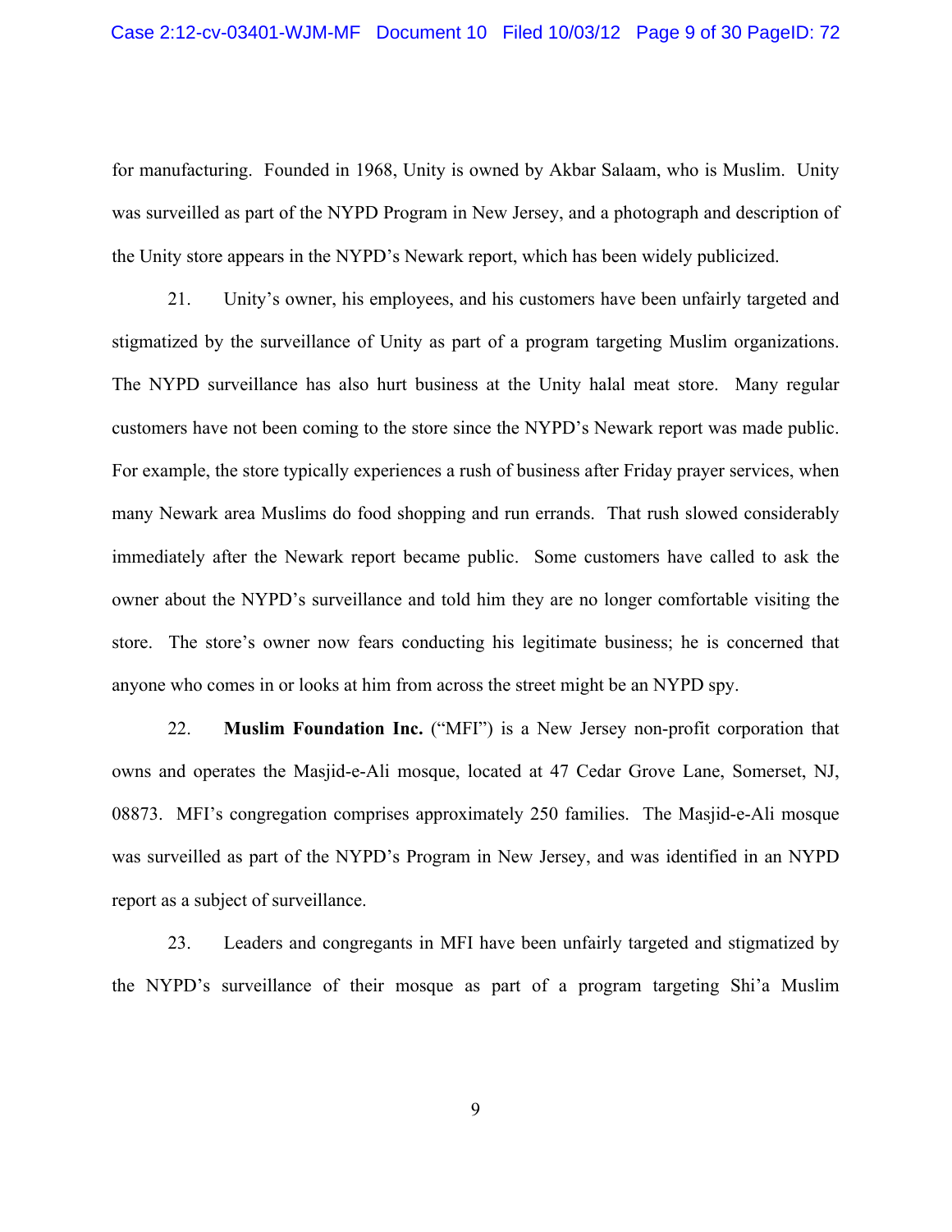for manufacturing. Founded in 1968, Unity is owned by Akbar Salaam, who is Muslim. Unity was surveilled as part of the NYPD Program in New Jersey, and a photograph and description of the Unity store appears in the NYPD's Newark report, which has been widely publicized.

21. Unity's owner, his employees, and his customers have been unfairly targeted and stigmatized by the surveillance of Unity as part of a program targeting Muslim organizations. The NYPD surveillance has also hurt business at the Unity halal meat store. Many regular customers have not been coming to the store since the NYPD's Newark report was made public. For example, the store typically experiences a rush of business after Friday prayer services, when many Newark area Muslims do food shopping and run errands. That rush slowed considerably immediately after the Newark report became public. Some customers have called to ask the owner about the NYPD's surveillance and told him they are no longer comfortable visiting the store. The store's owner now fears conducting his legitimate business; he is concerned that anyone who comes in or looks at him from across the street might be an NYPD spy.

22. **Muslim Foundation Inc.** ("MFI") is a New Jersey non-profit corporation that owns and operates the Masjid-e-Ali mosque, located at 47 Cedar Grove Lane, Somerset, NJ, 08873. MFI's congregation comprises approximately 250 families. The Masjid-e-Ali mosque was surveilled as part of the NYPD's Program in New Jersey, and was identified in an NYPD report as a subject of surveillance.

23. Leaders and congregants in MFI have been unfairly targeted and stigmatized by the NYPD's surveillance of their mosque as part of a program targeting Shi'a Muslim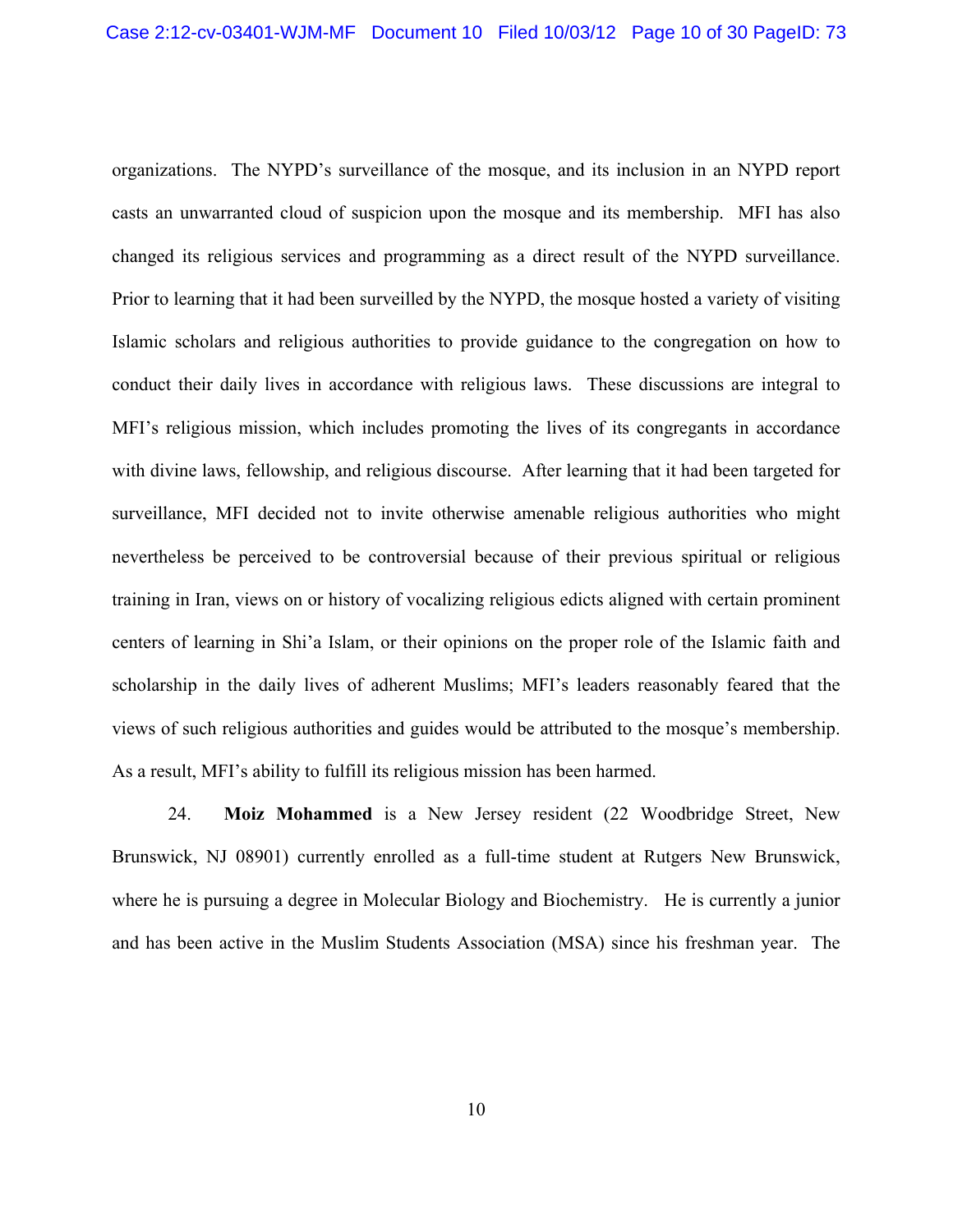organizations. The NYPD's surveillance of the mosque, and its inclusion in an NYPD report casts an unwarranted cloud of suspicion upon the mosque and its membership. MFI has also changed its religious services and programming as a direct result of the NYPD surveillance. Prior to learning that it had been surveilled by the NYPD, the mosque hosted a variety of visiting Islamic scholars and religious authorities to provide guidance to the congregation on how to conduct their daily lives in accordance with religious laws. These discussions are integral to MFI's religious mission, which includes promoting the lives of its congregants in accordance with divine laws, fellowship, and religious discourse. After learning that it had been targeted for surveillance, MFI decided not to invite otherwise amenable religious authorities who might nevertheless be perceived to be controversial because of their previous spiritual or religious training in Iran, views on or history of vocalizing religious edicts aligned with certain prominent centers of learning in Shi'a Islam, or their opinions on the proper role of the Islamic faith and scholarship in the daily lives of adherent Muslims; MFI's leaders reasonably feared that the views of such religious authorities and guides would be attributed to the mosque's membership. As a result, MFI's ability to fulfill its religious mission has been harmed.

24. **Moiz Mohammed** is a New Jersey resident (22 Woodbridge Street, New Brunswick, NJ 08901) currently enrolled as a full-time student at Rutgers New Brunswick, where he is pursuing a degree in Molecular Biology and Biochemistry. He is currently a junior and has been active in the Muslim Students Association (MSA) since his freshman year. The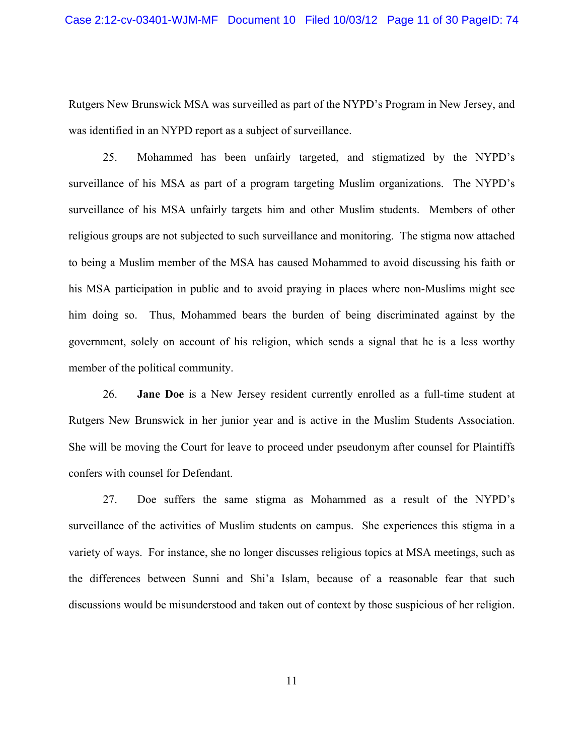Rutgers New Brunswick MSA was surveilled as part of the NYPD's Program in New Jersey, and was identified in an NYPD report as a subject of surveillance.

25. Mohammed has been unfairly targeted, and stigmatized by the NYPD's surveillance of his MSA as part of a program targeting Muslim organizations. The NYPD's surveillance of his MSA unfairly targets him and other Muslim students. Members of other religious groups are not subjected to such surveillance and monitoring. The stigma now attached to being a Muslim member of the MSA has caused Mohammed to avoid discussing his faith or his MSA participation in public and to avoid praying in places where non-Muslims might see him doing so. Thus, Mohammed bears the burden of being discriminated against by the government, solely on account of his religion, which sends a signal that he is a less worthy member of the political community.

26. **Jane Doe** is a New Jersey resident currently enrolled as a full-time student at Rutgers New Brunswick in her junior year and is active in the Muslim Students Association. She will be moving the Court for leave to proceed under pseudonym after counsel for Plaintiffs confers with counsel for Defendant.

27. Doe suffers the same stigma as Mohammed as a result of the NYPD's surveillance of the activities of Muslim students on campus. She experiences this stigma in a variety of ways. For instance, she no longer discusses religious topics at MSA meetings, such as the differences between Sunni and Shi'a Islam, because of a reasonable fear that such discussions would be misunderstood and taken out of context by those suspicious of her religion.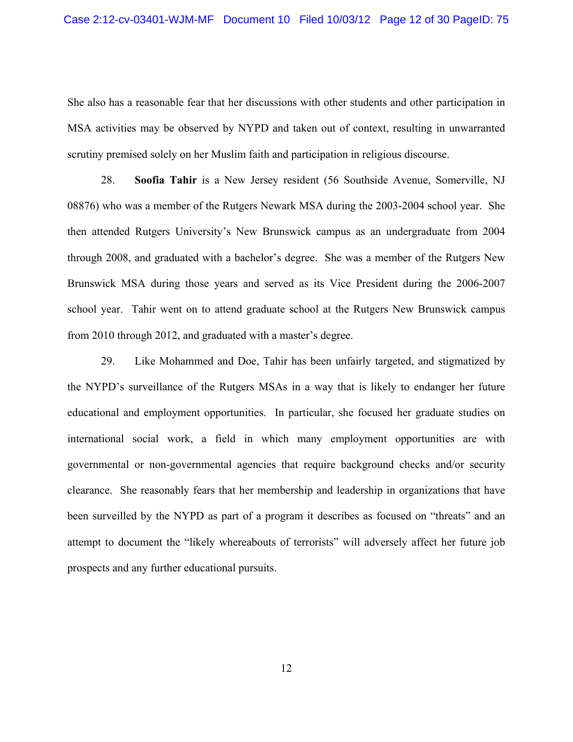She also has a reasonable fear that her discussions with other students and other participation in MSA activities may be observed by NYPD and taken out of context, resulting in unwarranted scrutiny premised solely on her Muslim faith and participation in religious discourse.

28. **Soofia Tahir** is a New Jersey resident (56 Southside Avenue, Somerville, NJ 08876) who was a member of the Rutgers Newark MSA during the 2003-2004 school year. She then attended Rutgers University's New Brunswick campus as an undergraduate from 2004 through 2008, and graduated with a bachelor's degree. She was a member of the Rutgers New Brunswick MSA during those years and served as its Vice President during the 2006-2007 school year. Tahir went on to attend graduate school at the Rutgers New Brunswick campus from 2010 through 2012, and graduated with a master's degree.

29. Like Mohammed and Doe, Tahir has been unfairly targeted, and stigmatized by the NYPD's surveillance of the Rutgers MSAs in a way that is likely to endanger her future educational and employment opportunities. In particular, she focused her graduate studies on international social work, a field in which many employment opportunities are with governmental or non-governmental agencies that require background checks and/or security clearance. She reasonably fears that her membership and leadership in organizations that have been surveilled by the NYPD as part of a program it describes as focused on "threats" and an attempt to document the "likely whereabouts of terrorists" will adversely affect her future job prospects and any further educational pursuits.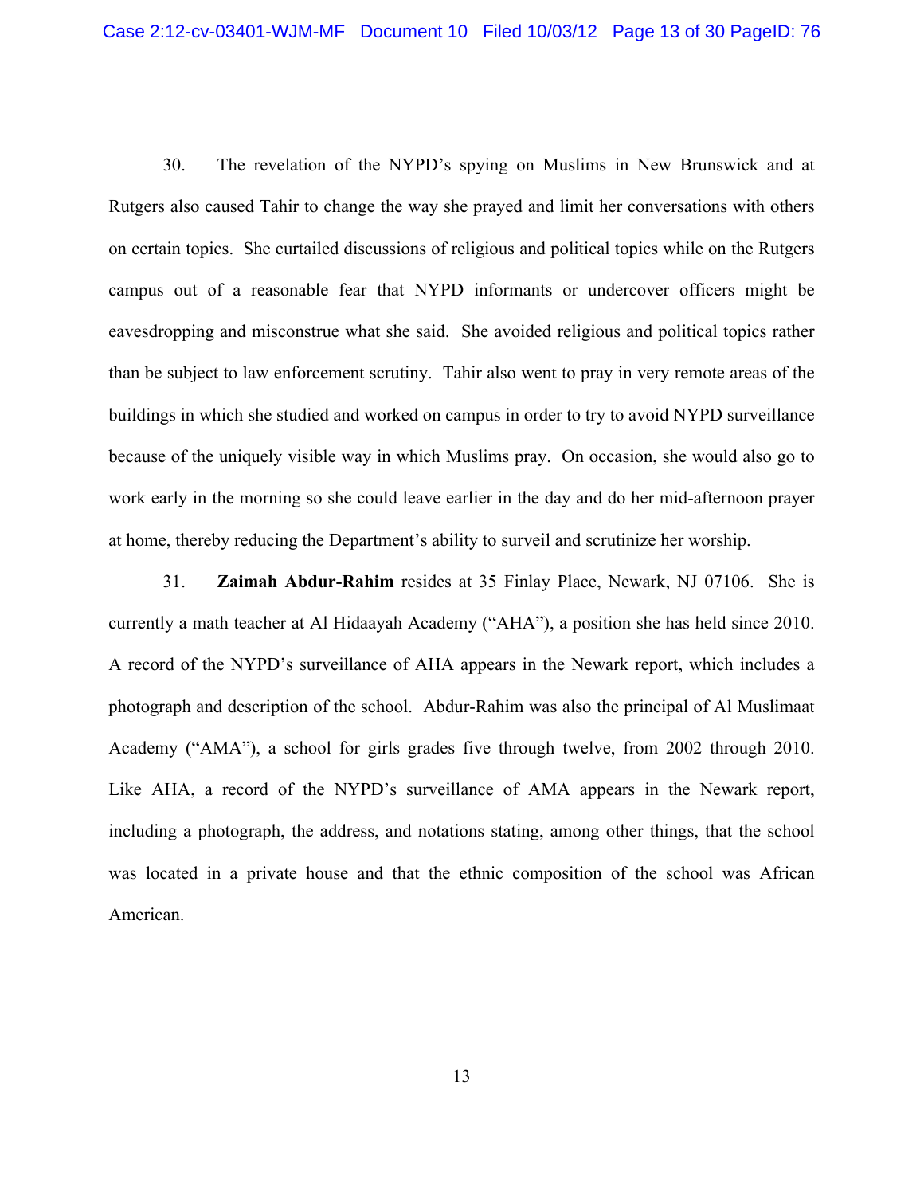30. The revelation of the NYPD's spying on Muslims in New Brunswick and at Rutgers also caused Tahir to change the way she prayed and limit her conversations with others on certain topics. She curtailed discussions of religious and political topics while on the Rutgers campus out of a reasonable fear that NYPD informants or undercover officers might be eavesdropping and misconstrue what she said. She avoided religious and political topics rather than be subject to law enforcement scrutiny. Tahir also went to pray in very remote areas of the buildings in which she studied and worked on campus in order to try to avoid NYPD surveillance because of the uniquely visible way in which Muslims pray. On occasion, she would also go to work early in the morning so she could leave earlier in the day and do her mid-afternoon prayer at home, thereby reducing the Department's ability to surveil and scrutinize her worship.

31. **Zaimah Abdur-Rahim** resides at 35 Finlay Place, Newark, NJ 07106. She is currently a math teacher at Al Hidaayah Academy ("AHA"), a position she has held since 2010. A record of the NYPD's surveillance of AHA appears in the Newark report, which includes a photograph and description of the school. Abdur-Rahim was also the principal of Al Muslimaat Academy ("AMA"), a school for girls grades five through twelve, from 2002 through 2010. Like AHA, a record of the NYPD's surveillance of AMA appears in the Newark report, including a photograph, the address, and notations stating, among other things, that the school was located in a private house and that the ethnic composition of the school was African American.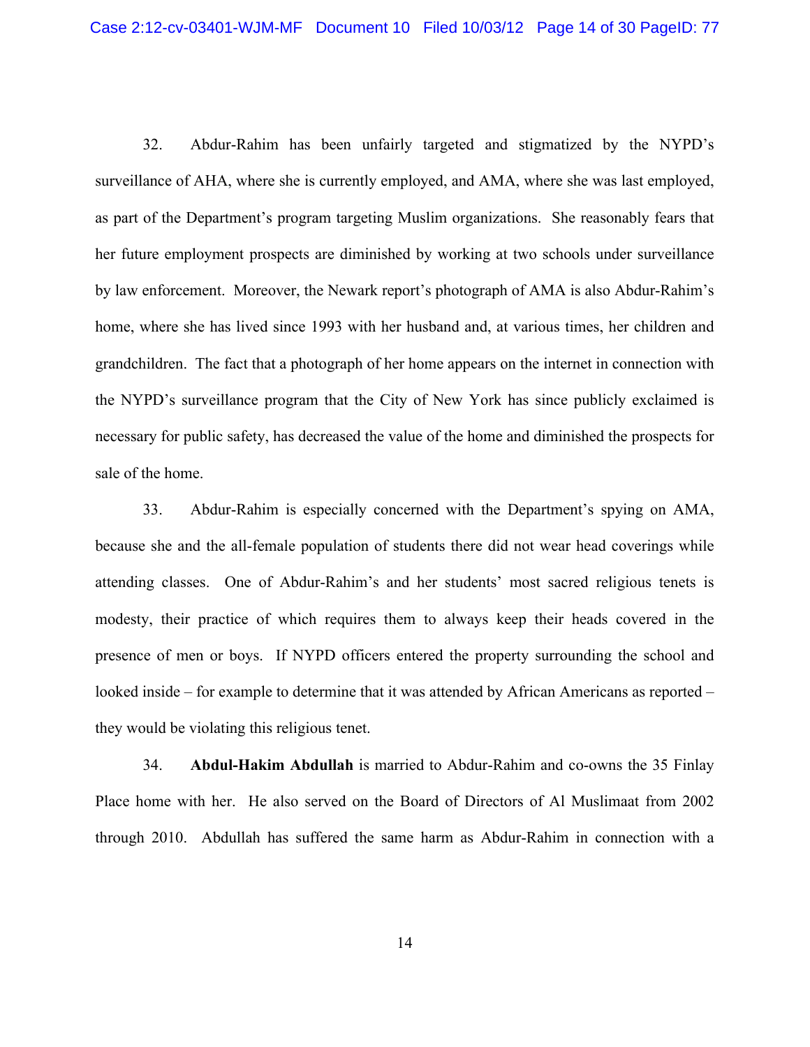32. Abdur-Rahim has been unfairly targeted and stigmatized by the NYPD's surveillance of AHA, where she is currently employed, and AMA, where she was last employed, as part of the Department's program targeting Muslim organizations. She reasonably fears that her future employment prospects are diminished by working at two schools under surveillance by law enforcement. Moreover, the Newark report's photograph of AMA is also Abdur-Rahim's home, where she has lived since 1993 with her husband and, at various times, her children and grandchildren. The fact that a photograph of her home appears on the internet in connection with the NYPD's surveillance program that the City of New York has since publicly exclaimed is necessary for public safety, has decreased the value of the home and diminished the prospects for sale of the home.

33. Abdur-Rahim is especially concerned with the Department's spying on AMA, because she and the all-female population of students there did not wear head coverings while attending classes. One of Abdur-Rahim's and her students' most sacred religious tenets is modesty, their practice of which requires them to always keep their heads covered in the presence of men or boys. If NYPD officers entered the property surrounding the school and looked inside – for example to determine that it was attended by African Americans as reported – they would be violating this religious tenet.

34. **Abdul-Hakim Abdullah** is married to Abdur-Rahim and co-owns the 35 Finlay Place home with her. He also served on the Board of Directors of Al Muslimaat from 2002 through 2010. Abdullah has suffered the same harm as Abdur-Rahim in connection with a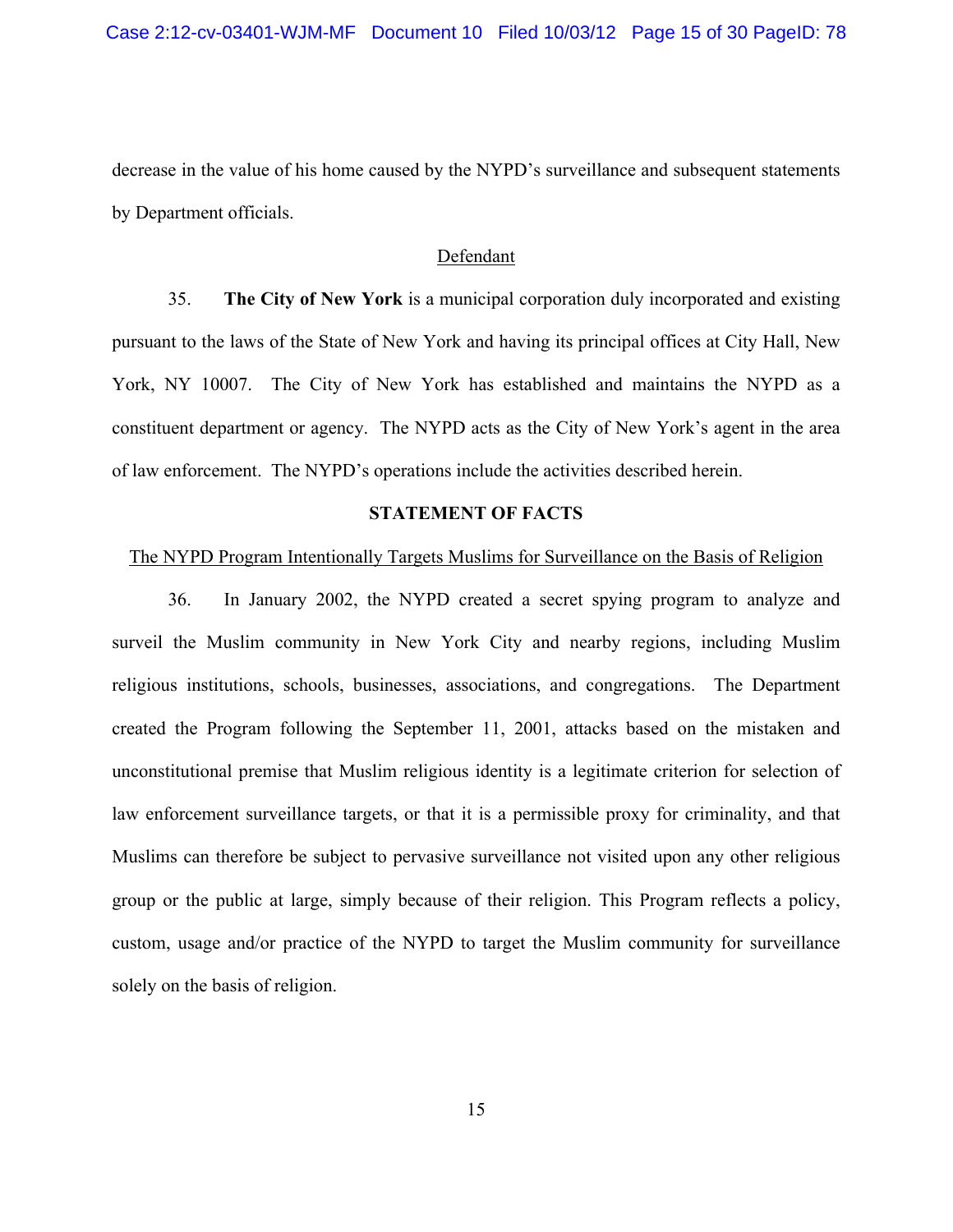decrease in the value of his home caused by the NYPD's surveillance and subsequent statements by Department officials.

Defendant

35. **The City of New York** is a municipal corporation duly incorporated and existing pursuant to the laws of the State of New York and having its principal offices at City Hall, New York, NY 10007. The City of New York has established and maintains the NYPD as a constituent department or agency. The NYPD acts as the City of New York's agent in the area of law enforcement. The NYPD's operations include the activities described herein.

## STATEMENT OF FACTS

The NYPD Program Intentionally Targets Muslims for Surveillance on the Basis of Religion

36. In January 2002, the NYPD created a secret spying program to analyze and surveil the Muslim community in New York City and nearby regions, including Muslim religious institutions, schools, businesses, associations, and congregations. The Department created the Program following the September 11, 2001, attacks based on the mistaken and unconstitutional premise that Muslim religious identity is a legitimate criterion for selection of law enforcement surveillance targets, or that it is a permissible proxy for criminality, and that Muslims can therefore be subject to pervasive surveillance not visited upon any other religious group or the public at large, simply because of their religion. This Program reflects a policy, custom, usage and/or practice of the NYPD to target the Muslim community for surveillance solely on the basis of religion.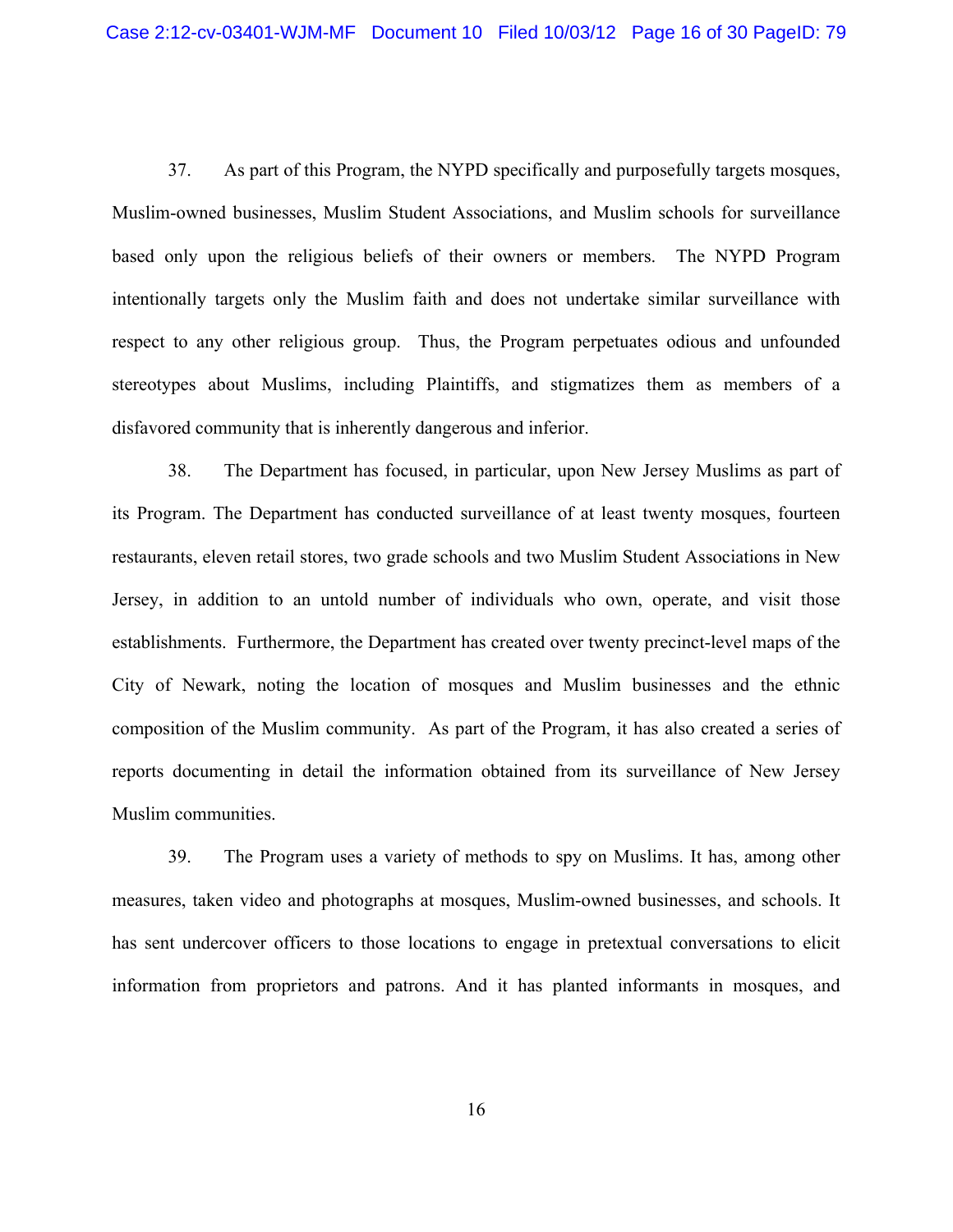37. As part of this Program, the NYPD specifically and purposefully targets mosques, Muslim-owned businesses, Muslim Student Associations, and Muslim schools for surveillance based only upon the religious beliefs of their owners or members. The NYPD Program intentionally targets only the Muslim faith and does not undertake similar surveillance with respect to any other religious group. Thus, the Program perpetuates odious and unfounded stereotypes about Muslims, including Plaintiffs, and stigmatizes them as members of a disfavored community that is inherently dangerous and inferior.

38. The Department has focused, in particular, upon New Jersey Muslims as part of its Program. The Department has conducted surveillance of at least twenty mosques, fourteen restaurants, eleven retail stores, two grade schools and two Muslim Student Associations in New Jersey, in addition to an untold number of individuals who own, operate, and visit those establishments. Furthermore, the Department has created over twenty precinct-level maps of the City of Newark, noting the location of mosques and Muslim businesses and the ethnic composition of the Muslim community. As part of the Program, it has also created a series of reports documenting in detail the information obtained from its surveillance of New Jersey Muslim communities.

39. The Program uses a variety of methods to spy on Muslims. It has, among other measures, taken video and photographs at mosques, Muslim-owned businesses, and schools. It has sent undercover officers to those locations to engage in pretextual conversations to elicit information from proprietors and patrons. And it has planted informants in mosques, and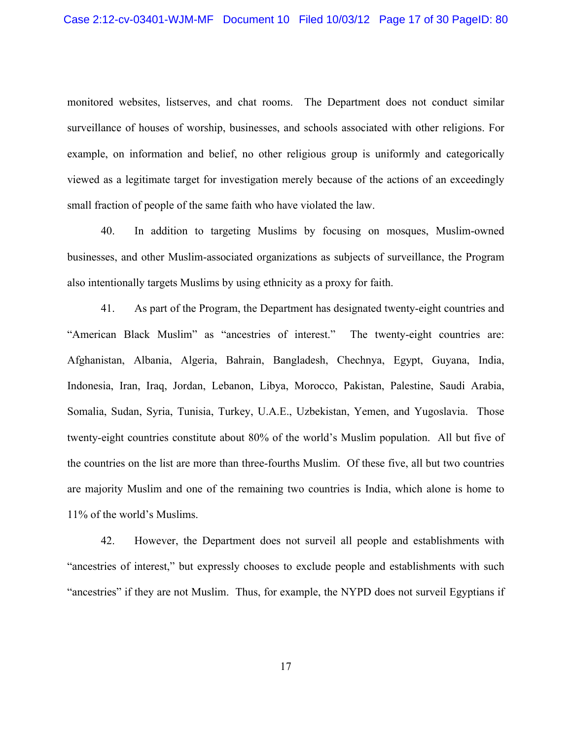monitored websites, listserves, and chat rooms. The Department does not conduct similar surveillance of houses of worship, businesses, and schools associated with other religions. For example, on information and belief, no other religious group is uniformly and categorically viewed as a legitimate target for investigation merely because of the actions of an exceedingly small fraction of people of the same faith who have violated the law.

40. In addition to targeting Muslims by focusing on mosques, Muslim-owned businesses, and other Muslim-associated organizations as subjects of surveillance, the Program also intentionally targets Muslims by using ethnicity as a proxy for faith.

41. As part of the Program, the Department has designated twenty-eight countries and "American Black Muslim" as "ancestries of interest." The twenty-eight countries are: Afghanistan, Albania, Algeria, Bahrain, Bangladesh, Chechnya, Egypt, Guyana, India, Indonesia, Iran, Iraq, Jordan, Lebanon, Libya, Morocco, Pakistan, Palestine, Saudi Arabia, Somalia, Sudan, Syria, Tunisia, Turkey, U.A.E., Uzbekistan, Yemen, and Yugoslavia. Those twenty-eight countries constitute about 80% of the world's Muslim population. All but five of the countries on the list are more than three-fourths Muslim. Of these five, all but two countries are majority Muslim and one of the remaining two countries is India, which alone is home to 11% of the world's Muslims.

42. However, the Department does not surveil all people and establishments with "ancestries of interest," but expressly chooses to exclude people and establishments with such "ancestries" if they are not Muslim. Thus, for example, the NYPD does not surveil Egyptians if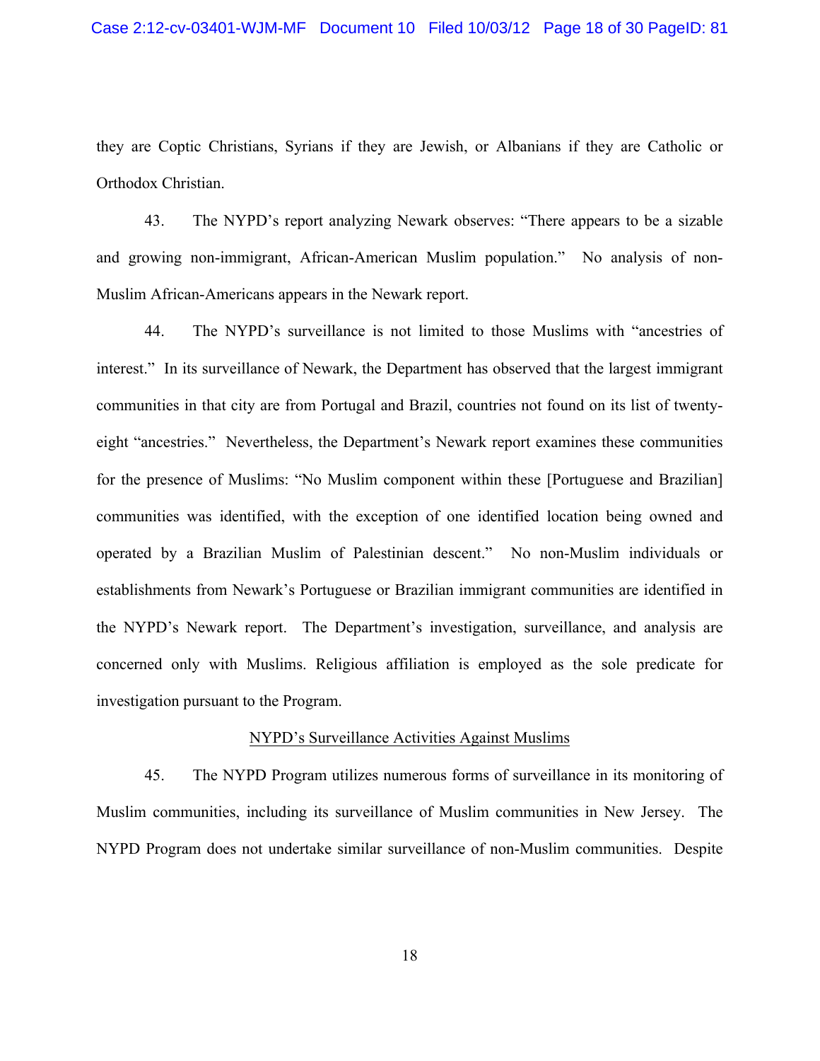they are Coptic Christians, Syrians if they are Jewish, or Albanians if they are Catholic or Orthodox Christian.

43. The NYPD's report analyzing Newark observes: "There appears to be a sizable and growing non-immigrant, African-American Muslim population." No analysis of non-Muslim African-Americans appears in the Newark report.

44. The NYPD's surveillance is not limited to those Muslims with "ancestries of interest." In its surveillance of Newark, the Department has observed that the largest immigrant communities in that city are from Portugal and Brazil, countries not found on its list of twenty-eight "ancestries." Nevertheless, the Department's Newark report examines these communities for the presence of Muslims: "No Muslim component within these [Portuguese and Brazilian] communities was identified, with the exception of one identified location being owned and operated by a Brazilian Muslim of Palestinian descent." No non-Muslim individuals or establishments from Newark's Portuguese or Brazilian immigrant communities are identified in the NYPD's Newark report. The Department's investigation, surveillance, and analysis are concerned only with Muslims. Religious affiliation is employed as the sole predicate for investigation pursuant to the Program.

<u>NYPD's Surveillance Activities Against Muslims</u>

45. The NYPD Program utilizes numerous forms of surveillance in its monitoring of Muslim communities, including its surveillance of Muslim communities in New Jersey. The NYPD Program does not undertake similar surveillance of non-Muslim communities. Despite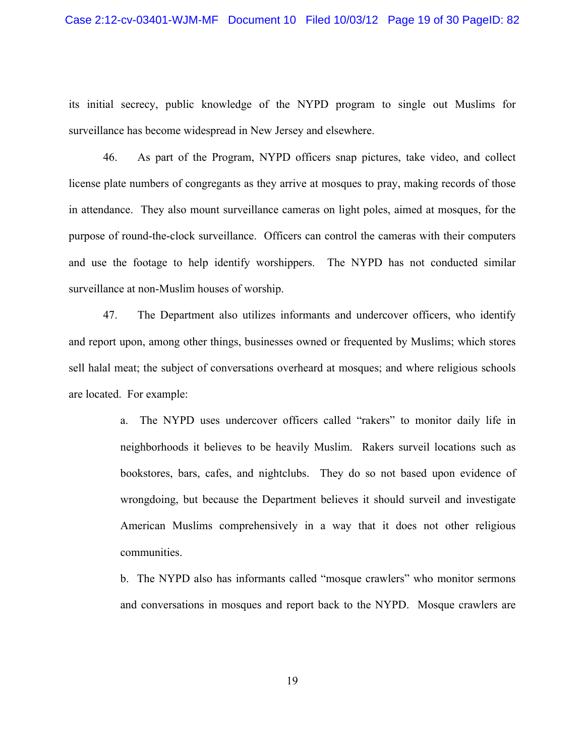its initial secrecy, public knowledge of the NYPD program to single out Muslims for surveillance has become widespread in New Jersey and elsewhere.

46. As part of the Program, NYPD officers snap pictures, take video, and collect license plate numbers of congregants as they arrive at mosques to pray, making records of those in attendance. They also mount surveillance cameras on light poles, aimed at mosques, for the purpose of round-the-clock surveillance. Officers can control the cameras with their computers and use the footage to help identify worshippers. The NYPD has not conducted similar surveillance at non-Muslim houses of worship.

47. The Department also utilizes informants and undercover officers, who identify and report upon, among other things, businesses owned or frequented by Muslims; which stores sell halal meat; the subject of conversations overheard at mosques; and where religious schools are located. For example:

> a. The NYPD uses undercover officers called "rakers" to monitor daily life in neighborhoods it believes to be heavily Muslim. Rakers surveil locations such as bookstores, bars, cafes, and nightclubs. They do so not based upon evidence of wrongdoing, but because the Department believes it should surveil and investigate American Muslims comprehensively in a way that it does not other religious communities.
>
> b. The NYPD also has informants called "mosque crawlers" who monitor sermons and conversations in mosques and report back to the NYPD. Mosque crawlers are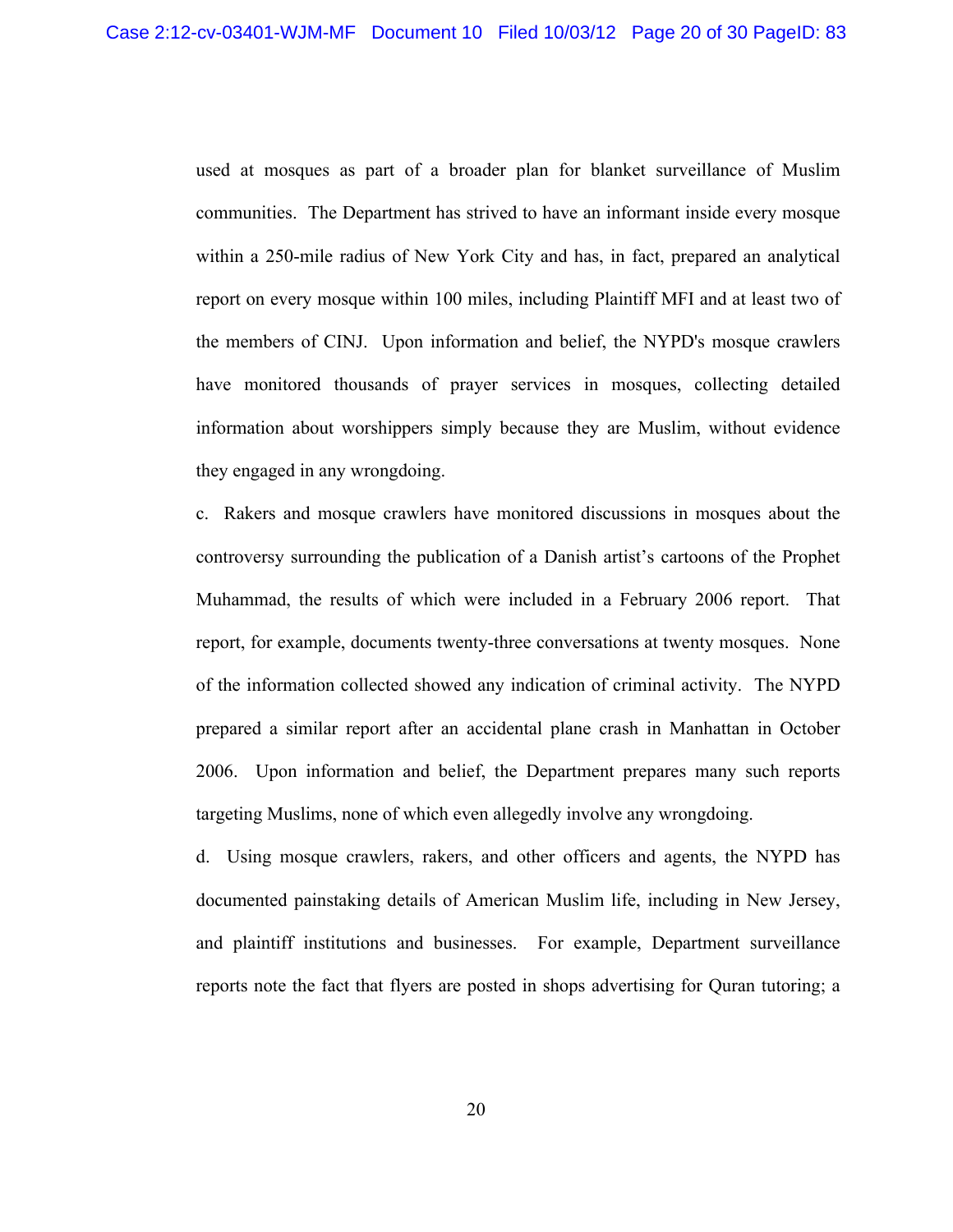used at mosques as part of a broader plan for blanket surveillance of Muslim communities. The Department has strived to have an informant inside every mosque within a 250-mile radius of New York City and has, in fact, prepared an analytical report on every mosque within 100 miles, including Plaintiff MFI and at least two of the members of CINJ. Upon information and belief, the NYPD's mosque crawlers have monitored thousands of prayer services in mosques, collecting detailed information about worshippers simply because they are Muslim, without evidence they engaged in any wrongdoing.

c. Rakers and mosque crawlers have monitored discussions in mosques about the controversy surrounding the publication of a Danish artist's cartoons of the Prophet Muhammad, the results of which were included in a February 2006 report. That report, for example, documents twenty-three conversations at twenty mosques. None of the information collected showed any indication of criminal activity. The NYPD prepared a similar report after an accidental plane crash in Manhattan in October 2006. Upon information and belief, the Department prepares many such reports targeting Muslims, none of which even allegedly involve any wrongdoing.

d. Using mosque crawlers, rakers, and other officers and agents, the NYPD has documented painstaking details of American Muslim life, including in New Jersey, and plaintiff institutions and businesses. For example, Department surveillance reports note the fact that flyers are posted in shops advertising for Quran tutoring; a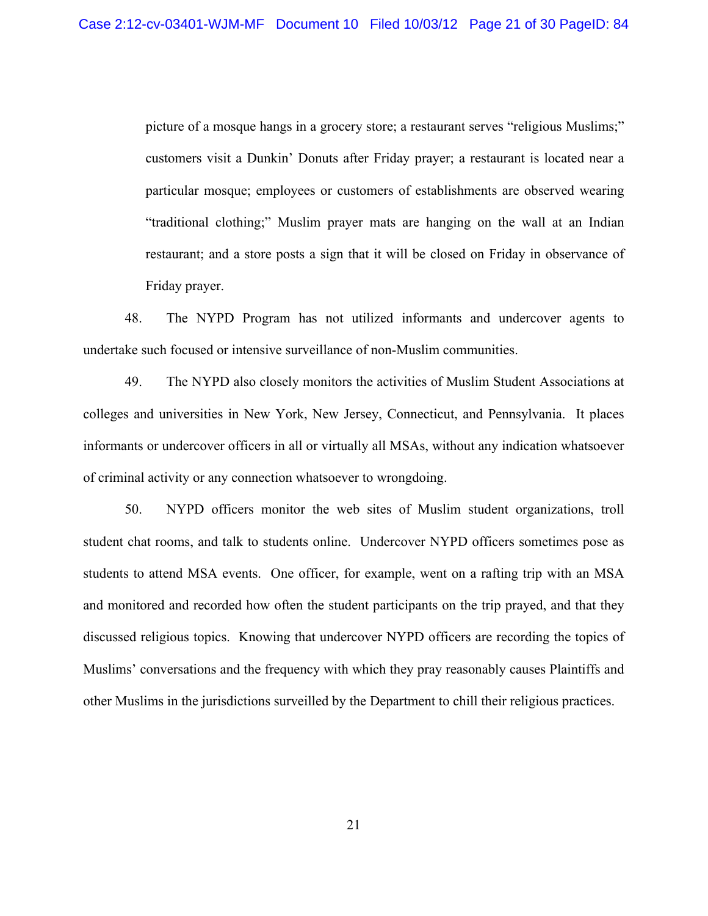picture of a mosque hangs in a grocery store; a restaurant serves "religious Muslims;" customers visit a Dunkin' Donuts after Friday prayer; a restaurant is located near a particular mosque; employees or customers of establishments are observed wearing "traditional clothing;" Muslim prayer mats are hanging on the wall at an Indian restaurant; and a store posts a sign that it will be closed on Friday in observance of Friday prayer.

48. The NYPD Program has not utilized informants and undercover agents to undertake such focused or intensive surveillance of non-Muslim communities.

49. The NYPD also closely monitors the activities of Muslim Student Associations at colleges and universities in New York, New Jersey, Connecticut, and Pennsylvania. It places informants or undercover officers in all or virtually all MSAs, without any indication whatsoever of criminal activity or any connection whatsoever to wrongdoing.

50. NYPD officers monitor the web sites of Muslim student organizations, troll student chat rooms, and talk to students online. Undercover NYPD officers sometimes pose as students to attend MSA events. One officer, for example, went on a rafting trip with an MSA and monitored and recorded how often the student participants on the trip prayed, and that they discussed religious topics. Knowing that undercover NYPD officers are recording the topics of Muslims' conversations and the frequency with which they pray reasonably causes Plaintiffs and other Muslims in the jurisdictions surveilled by the Department to chill their religious practices.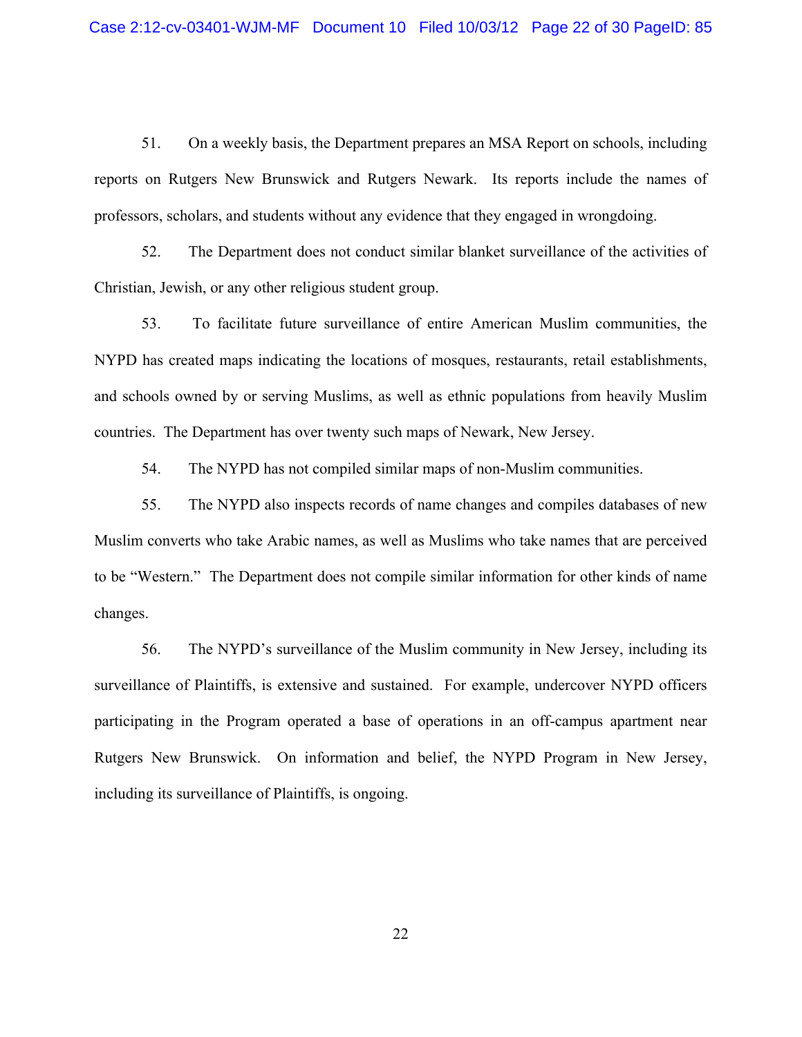51. On a weekly basis, the Department prepares an MSA Report on schools, including reports on Rutgers New Brunswick and Rutgers Newark. Its reports include the names of professors, scholars, and students without any evidence that they engaged in wrongdoing.

52. The Department does not conduct similar blanket surveillance of the activities of Christian, Jewish, or any other religious student group.

53. To facilitate future surveillance of entire American Muslim communities, the NYPD has created maps indicating the locations of mosques, restaurants, retail establishments, and schools owned by or serving Muslims, as well as ethnic populations from heavily Muslim countries. The Department has over twenty such maps of Newark, New Jersey.

54. The NYPD has not compiled similar maps of non-Muslim communities.

55. The NYPD also inspects records of name changes and compiles databases of new Muslim converts who take Arabic names, as well as Muslims who take names that are perceived to be "Western." The Department does not compile similar information for other kinds of name changes.

56. The NYPD's surveillance of the Muslim community in New Jersey, including its surveillance of Plaintiffs, is extensive and sustained. For example, undercover NYPD officers participating in the Program operated a base of operations in an off-campus apartment near Rutgers New Brunswick. On information and belief, the NYPD Program in New Jersey, including its surveillance of Plaintiffs, is ongoing.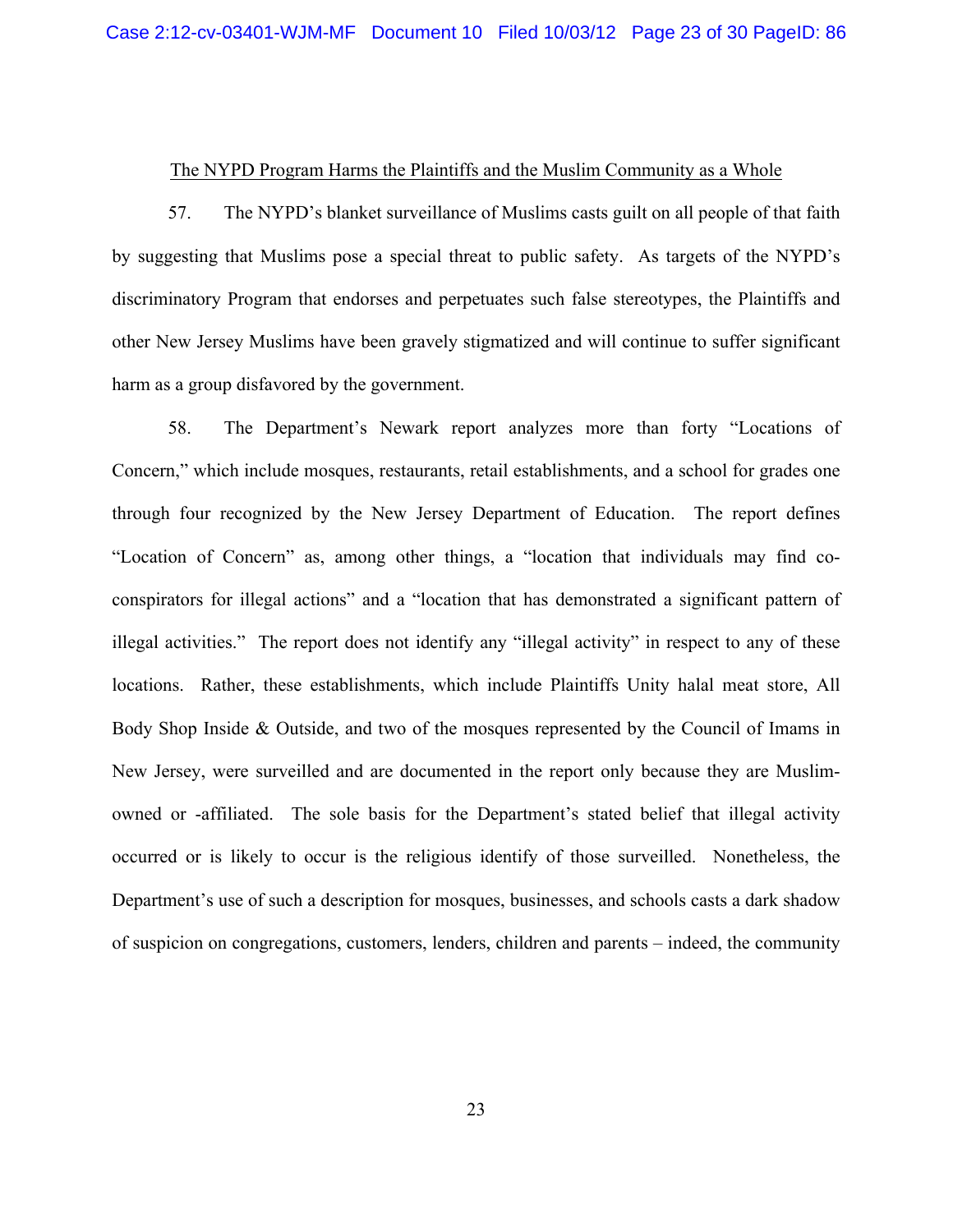<u>The NYPD Program Harms the Plaintiffs and the Muslim Community as a Whole</u>

57. The NYPD's blanket surveillance of Muslims casts guilt on all people of that faith by suggesting that Muslims pose a special threat to public safety. As targets of the NYPD's discriminatory Program that endorses and perpetuates such false stereotypes, the Plaintiffs and other New Jersey Muslims have been gravely stigmatized and will continue to suffer significant harm as a group disfavored by the government.

58. The Department's Newark report analyzes more than forty "Locations of Concern," which include mosques, restaurants, retail establishments, and a school for grades one through four recognized by the New Jersey Department of Education. The report defines "Location of Concern" as, among other things, a "location that individuals may find co-conspirators for illegal actions" and a "location that has demonstrated a significant pattern of illegal activities." The report does not identify any "illegal activity" in respect to any of these locations. Rather, these establishments, which include Plaintiffs Unity halal meat store, All Body Shop Inside & Outside, and two of the mosques represented by the Council of Imams in New Jersey, were surveilled and are documented in the report only because they are Muslim-owned or -affiliated. The sole basis for the Department's stated belief that illegal activity occurred or is likely to occur is the religious identify of those surveilled. Nonetheless, the Department's use of such a description for mosques, businesses, and schools casts a dark shadow of suspicion on congregations, customers, lenders, children and parents – indeed, the community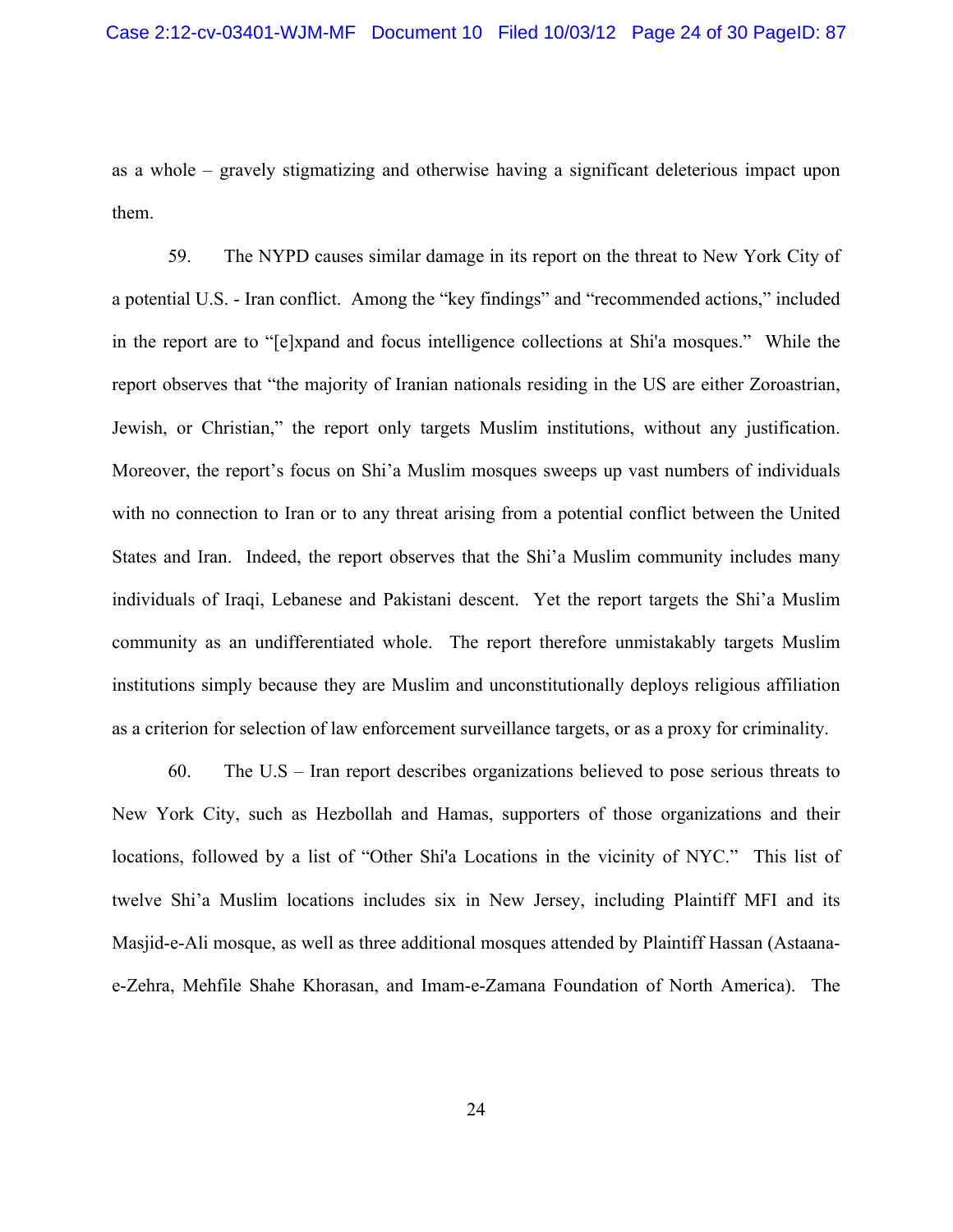as a whole – gravely stigmatizing and otherwise having a significant deleterious impact upon them.

59. The NYPD causes similar damage in its report on the threat to New York City of a potential U.S. - Iran conflict. Among the "key findings" and "recommended actions," included in the report are to "[e]xpand and focus intelligence collections at Shi'a mosques." While the report observes that "the majority of Iranian nationals residing in the US are either Zoroastrian, Jewish, or Christian," the report only targets Muslim institutions, without any justification. Moreover, the report's focus on Shi'a Muslim mosques sweeps up vast numbers of individuals with no connection to Iran or to any threat arising from a potential conflict between the United States and Iran. Indeed, the report observes that the Shi'a Muslim community includes many individuals of Iraqi, Lebanese and Pakistani descent. Yet the report targets the Shi'a Muslim community as an undifferentiated whole. The report therefore unmistakably targets Muslim institutions simply because they are Muslim and unconstitutionally deploys religious affiliation as a criterion for selection of law enforcement surveillance targets, or as a proxy for criminality.

60. The U.S – Iran report describes organizations believed to pose serious threats to New York City, such as Hezbollah and Hamas, supporters of those organizations and their locations, followed by a list of "Other Shi'a Locations in the vicinity of NYC." This list of twelve Shi'a Muslim locations includes six in New Jersey, including Plaintiff MFI and its Masjid-e-Ali mosque, as well as three additional mosques attended by Plaintiff Hassan (Astaana-e-Zehra, Mehfile Shahe Khorasan, and Imam-e-Zamana Foundation of North America). The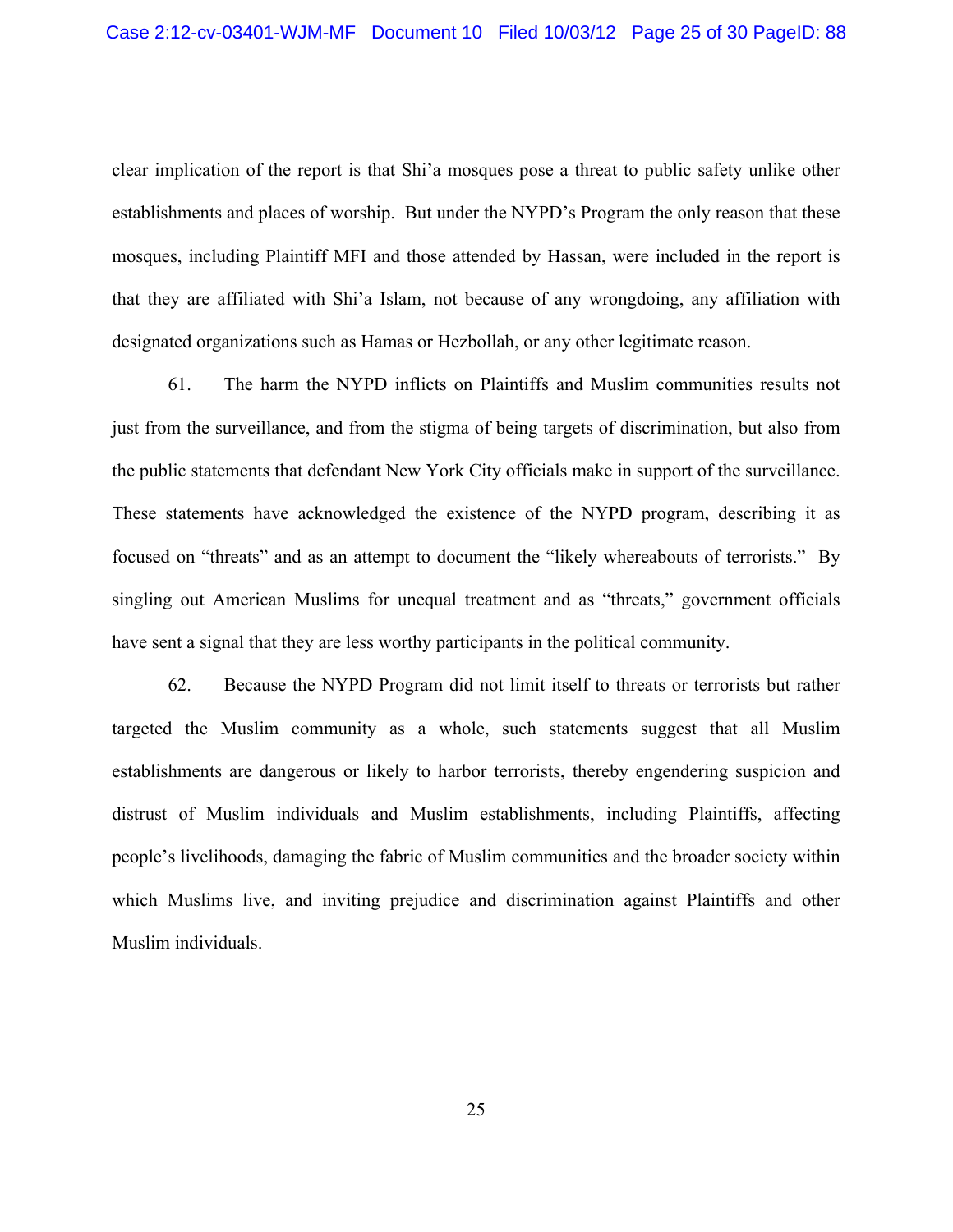clear implication of the report is that Shi'a mosques pose a threat to public safety unlike other establishments and places of worship. But under the NYPD's Program the only reason that these mosques, including Plaintiff MFI and those attended by Hassan, were included in the report is that they are affiliated with Shi'a Islam, not because of any wrongdoing, any affiliation with designated organizations such as Hamas or Hezbollah, or any other legitimate reason.

61. The harm the NYPD inflicts on Plaintiffs and Muslim communities results not just from the surveillance, and from the stigma of being targets of discrimination, but also from the public statements that defendant New York City officials make in support of the surveillance. These statements have acknowledged the existence of the NYPD program, describing it as focused on "threats" and as an attempt to document the "likely whereabouts of terrorists." By singling out American Muslims for unequal treatment and as "threats," government officials have sent a signal that they are less worthy participants in the political community.

62. Because the NYPD Program did not limit itself to threats or terrorists but rather targeted the Muslim community as a whole, such statements suggest that all Muslim establishments are dangerous or likely to harbor terrorists, thereby engendering suspicion and distrust of Muslim individuals and Muslim establishments, including Plaintiffs, affecting people's livelihoods, damaging the fabric of Muslim communities and the broader society within which Muslims live, and inviting prejudice and discrimination against Plaintiffs and other Muslim individuals.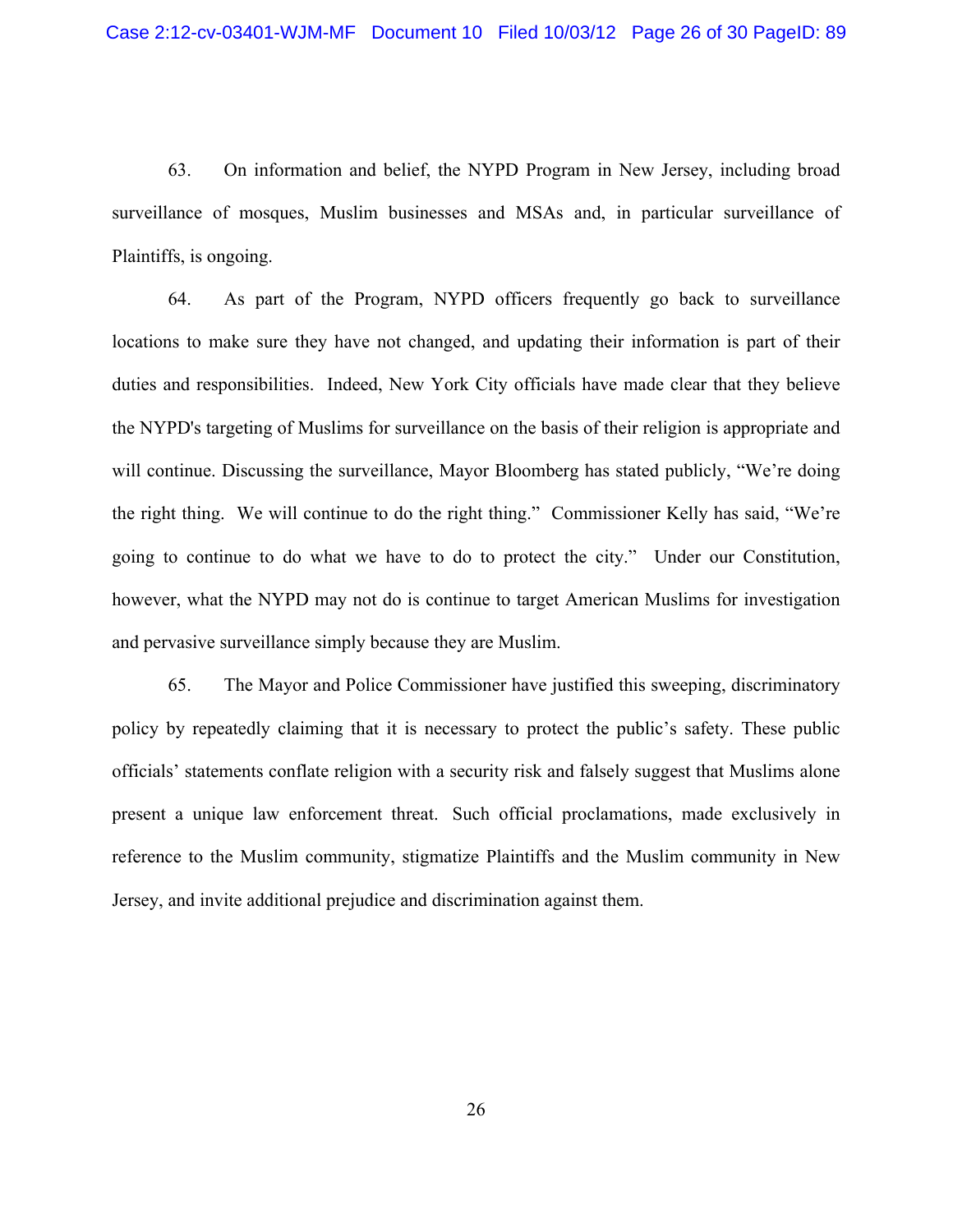63. On information and belief, the NYPD Program in New Jersey, including broad surveillance of mosques, Muslim businesses and MSAs and, in particular surveillance of Plaintiffs, is ongoing.

64. As part of the Program, NYPD officers frequently go back to surveillance locations to make sure they have not changed, and updating their information is part of their duties and responsibilities. Indeed, New York City officials have made clear that they believe the NYPD's targeting of Muslims for surveillance on the basis of their religion is appropriate and will continue. Discussing the surveillance, Mayor Bloomberg has stated publicly, "We're doing the right thing. We will continue to do the right thing." Commissioner Kelly has said, "We're going to continue to do what we have to do to protect the city." Under our Constitution, however, what the NYPD may not do is continue to target American Muslims for investigation and pervasive surveillance simply because they are Muslim.

65. The Mayor and Police Commissioner have justified this sweeping, discriminatory policy by repeatedly claiming that it is necessary to protect the public's safety. These public officials' statements conflate religion with a security risk and falsely suggest that Muslims alone present a unique law enforcement threat. Such official proclamations, made exclusively in reference to the Muslim community, stigmatize Plaintiffs and the Muslim community in New Jersey, and invite additional prejudice and discrimination against them.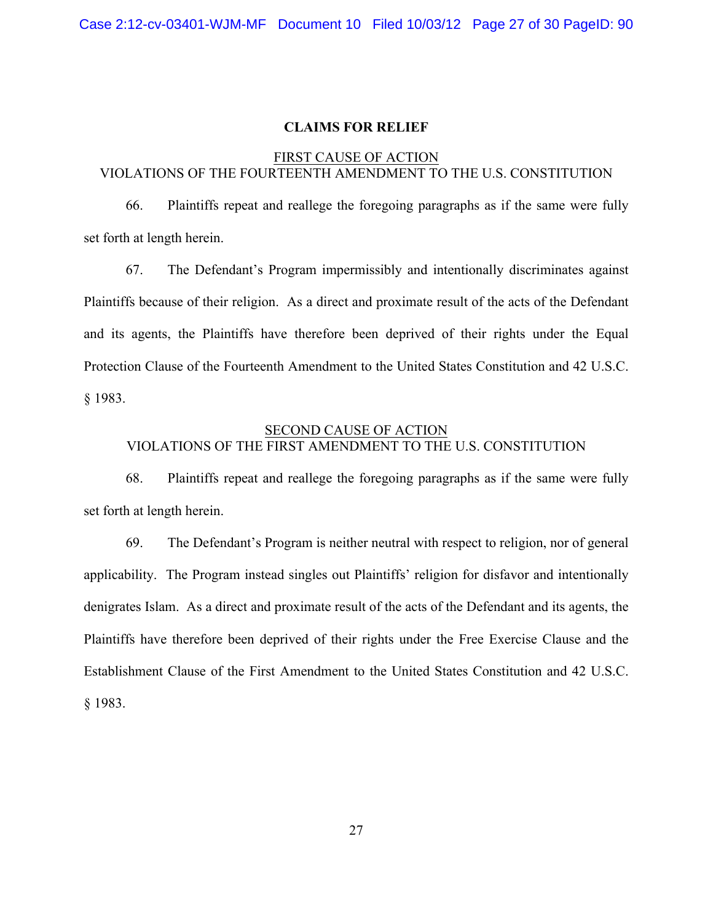## CLAIMS FOR RELIEF

### FIRST CAUSE OF ACTION
### VIOLATIONS OF THE FOURTEENTH AMENDMENT TO THE U.S. CONSTITUTION

66. Plaintiffs repeat and reallege the foregoing paragraphs as if the same were fully set forth at length herein.

67. The Defendant's Program impermissibly and intentionally discriminates against Plaintiffs because of their religion. As a direct and proximate result of the acts of the Defendant and its agents, the Plaintiffs have therefore been deprived of their rights under the Equal Protection Clause of the Fourteenth Amendment to the United States Constitution and 42 U.S.C. § 1983.

### SECOND CAUSE OF ACTION
### VIOLATIONS OF THE FIRST AMENDMENT TO THE U.S. CONSTITUTION

68. Plaintiffs repeat and reallege the foregoing paragraphs as if the same were fully set forth at length herein.

69. The Defendant's Program is neither neutral with respect to religion, nor of general applicability. The Program instead singles out Plaintiffs' religion for disfavor and intentionally denigrates Islam. As a direct and proximate result of the acts of the Defendant and its agents, the Plaintiffs have therefore been deprived of their rights under the Free Exercise Clause and the Establishment Clause of the First Amendment to the United States Constitution and 42 U.S.C. § 1983.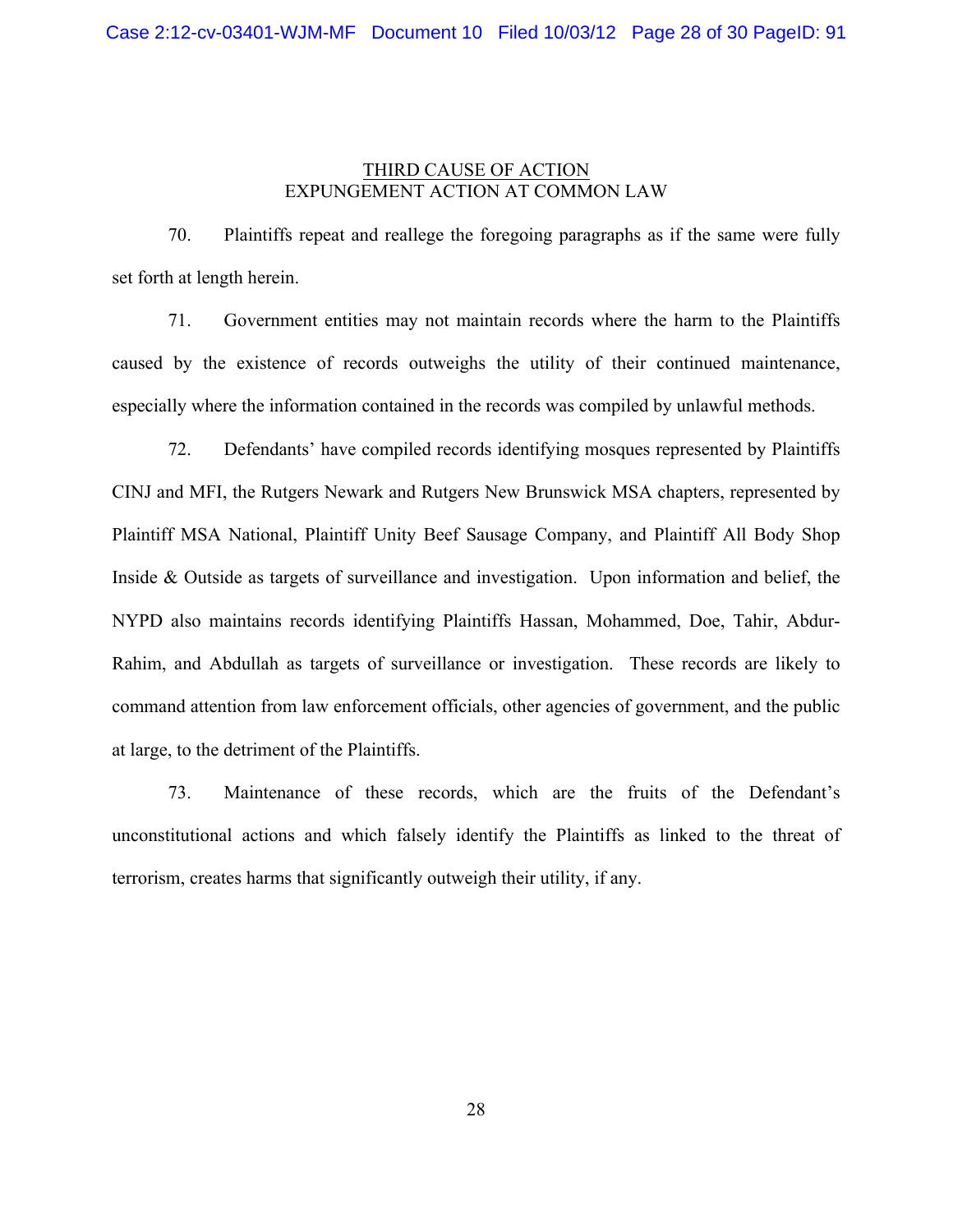## <u>THIRD CAUSE OF ACTION</u>
## EXPUNGEMENT ACTION AT COMMON LAW

70. Plaintiffs repeat and reallege the foregoing paragraphs as if the same were fully set forth at length herein.

71. Government entities may not maintain records where the harm to the Plaintiffs caused by the existence of records outweighs the utility of their continued maintenance, especially where the information contained in the records was compiled by unlawful methods.

72. Defendants' have compiled records identifying mosques represented by Plaintiffs CINJ and MFI, the Rutgers Newark and Rutgers New Brunswick MSA chapters, represented by Plaintiff MSA National, Plaintiff Unity Beef Sausage Company, and Plaintiff All Body Shop Inside & Outside as targets of surveillance and investigation. Upon information and belief, the NYPD also maintains records identifying Plaintiffs Hassan, Mohammed, Doe, Tahir, Abdur-Rahim, and Abdullah as targets of surveillance or investigation. These records are likely to command attention from law enforcement officials, other agencies of government, and the public at large, to the detriment of the Plaintiffs.

73. Maintenance of these records, which are the fruits of the Defendant's unconstitutional actions and which falsely identify the Plaintiffs as linked to the threat of terrorism, creates harms that significantly outweigh their utility, if any.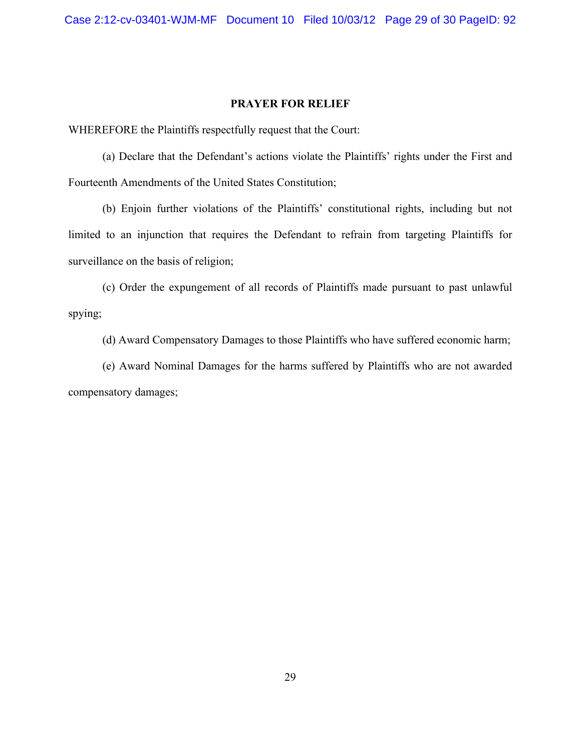## PRAYER FOR RELIEF

WHEREFORE the Plaintiffs respectfully request that the Court:

(a) Declare that the Defendant's actions violate the Plaintiffs' rights under the First and Fourteenth Amendments of the United States Constitution;

(b) Enjoin further violations of the Plaintiffs' constitutional rights, including but not limited to an injunction that requires the Defendant to refrain from targeting Plaintiffs for surveillance on the basis of religion;

(c) Order the expungement of all records of Plaintiffs made pursuant to past unlawful spying;

(d) Award Compensatory Damages to those Plaintiffs who have suffered economic harm;

(e) Award Nominal Damages for the harms suffered by Plaintiffs who are not awarded compensatory damages;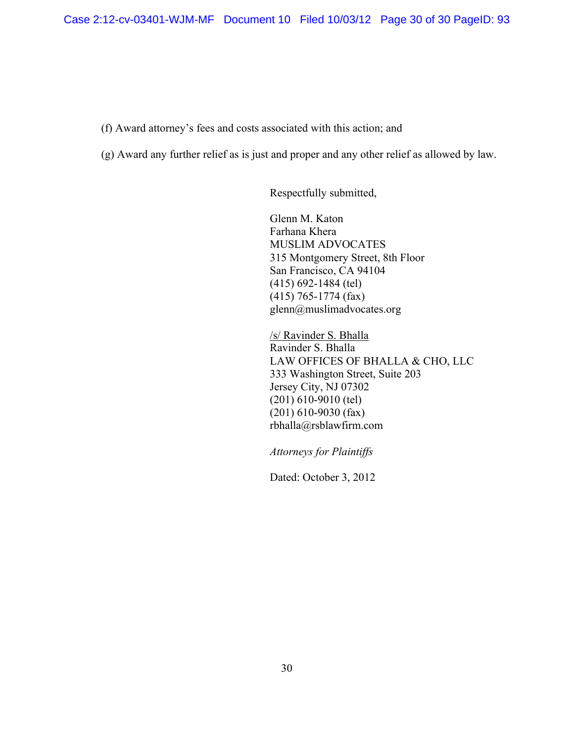(f) Award attorney's fees and costs associated with this action; and

(g) Award any further relief as is just and proper and any other relief as allowed by law.

Respectfully submitted,

Glenn M. Katon
Farhana Khera
MUSLIM ADVOCATES
315 Montgomery Street, 8th Floor
San Francisco, CA 94104
(415) 692-1484 (tel)
(415) 765-1774 (fax)
glenn@muslimadvocates.org

/s/ Ravinder S. Bhalla
Ravinder S. Bhalla
LAW OFFICES OF BHALLA & CHO, LLC
333 Washington Street, Suite 203
Jersey City, NJ 07302
(201) 610-9010 (tel)
(201) 610-9030 (fax)
rbhalla@rsblawfirm.com

*Attorneys for Plaintiffs*

Dated: October 3, 2012